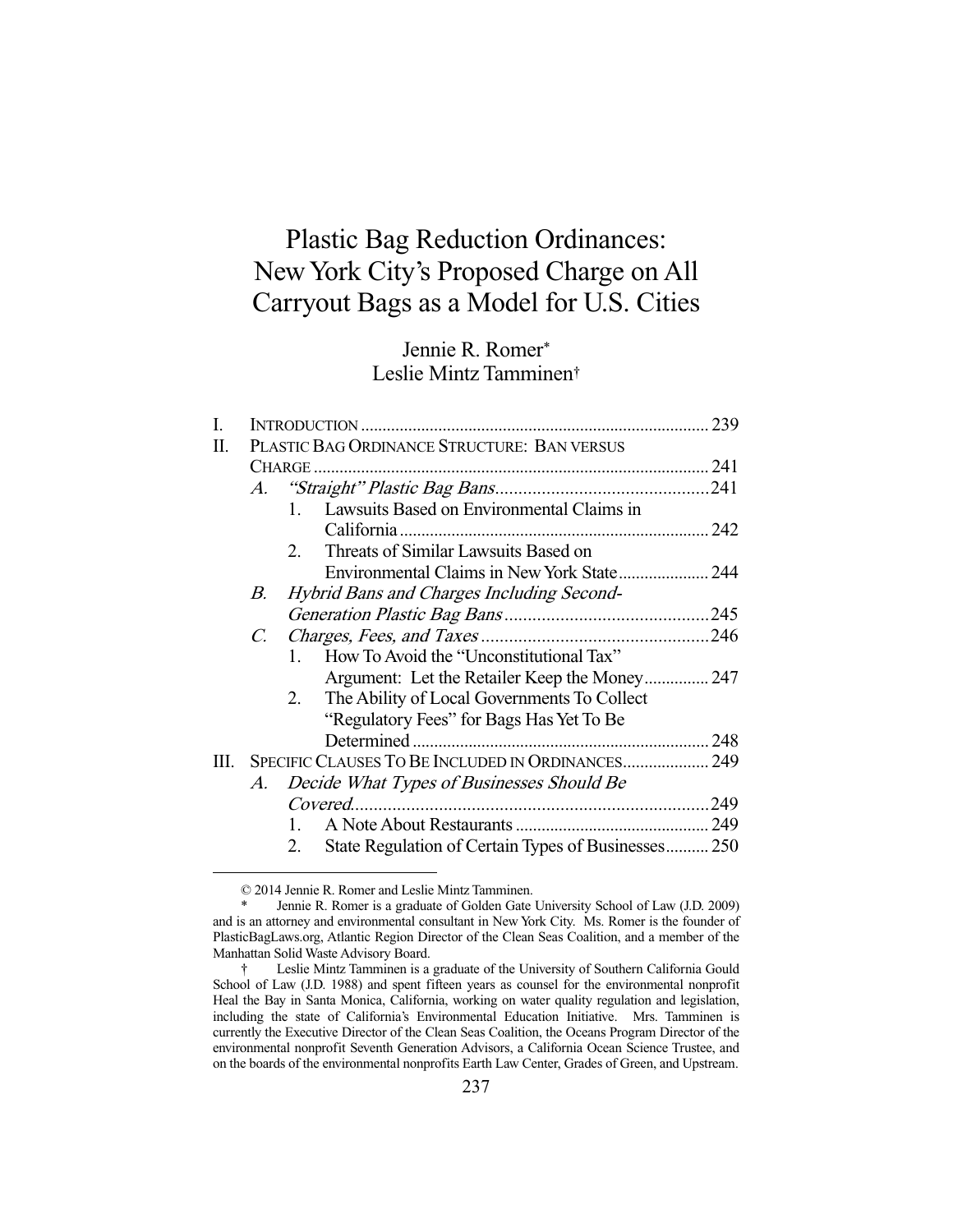# Plastic Bag Reduction Ordinances: New York City's Proposed Charge on All Carryout Bags as a Model for U.S. Cities

Jennie R. Romer*
Leslie Mintz Tamminen†

- I. INTRODUCTION ................................................................................ 239
- II. PLASTIC BAG ORDINANCE STRUCTURE: BAN VERSUS CHARGE ............................................................................................ 241
  - A. *"Straight" Plastic Bag Bans*.............................................241
    - 1. Lawsuits Based on Environmental Claims in California .......................................................................... 242
    - 2. Threats of Similar Lawsuits Based on Environmental Claims in New York State..................... 244
  - B. *Hybrid Bans and Charges Including Second-Generation Plastic Bag Bans*............................................245
  - C. *Charges, Fees, and Taxes*.................................................246
    - 1. How To Avoid the "Unconstitutional Tax" Argument: Let the Retailer Keep the Money............... 247
    - 2. The Ability of Local Governments To Collect "Regulatory Fees" for Bags Has Yet To Be Determined .................................................................... 248
- III. SPECIFIC CLAUSES TO BE INCLUDED IN ORDINANCES.................... 249
  - A. *Decide What Types of Businesses Should Be Covered*.............................................................................249
    - 1. A Note About Restaurants ............................................ 249
    - 2. State Regulation of Certain Types of Businesses.......... 250

---

© 2014 Jennie R. Romer and Leslie Mintz Tamminen.

\* Jennie R. Romer is a graduate of Golden Gate University School of Law (J.D. 2009) and is an attorney and environmental consultant in New York City. Ms. Romer is the founder of PlasticBagLaws.org, Atlantic Region Director of the Clean Seas Coalition, and a member of the Manhattan Solid Waste Advisory Board.

† Leslie Mintz Tamminen is a graduate of the University of Southern California Gould School of Law (J.D. 1988) and spent fifteen years as counsel for the environmental nonprofit Heal the Bay in Santa Monica, California, working on water quality regulation and legislation, including the state of California's Environmental Education Initiative. Mrs. Tamminen is currently the Executive Director of the Clean Seas Coalition, the Oceans Program Director of the environmental nonprofit Seventh Generation Advisors, a California Ocean Science Trustee, and on the boards of the environmental nonprofits Earth Law Center, Grades of Green, and Upstream.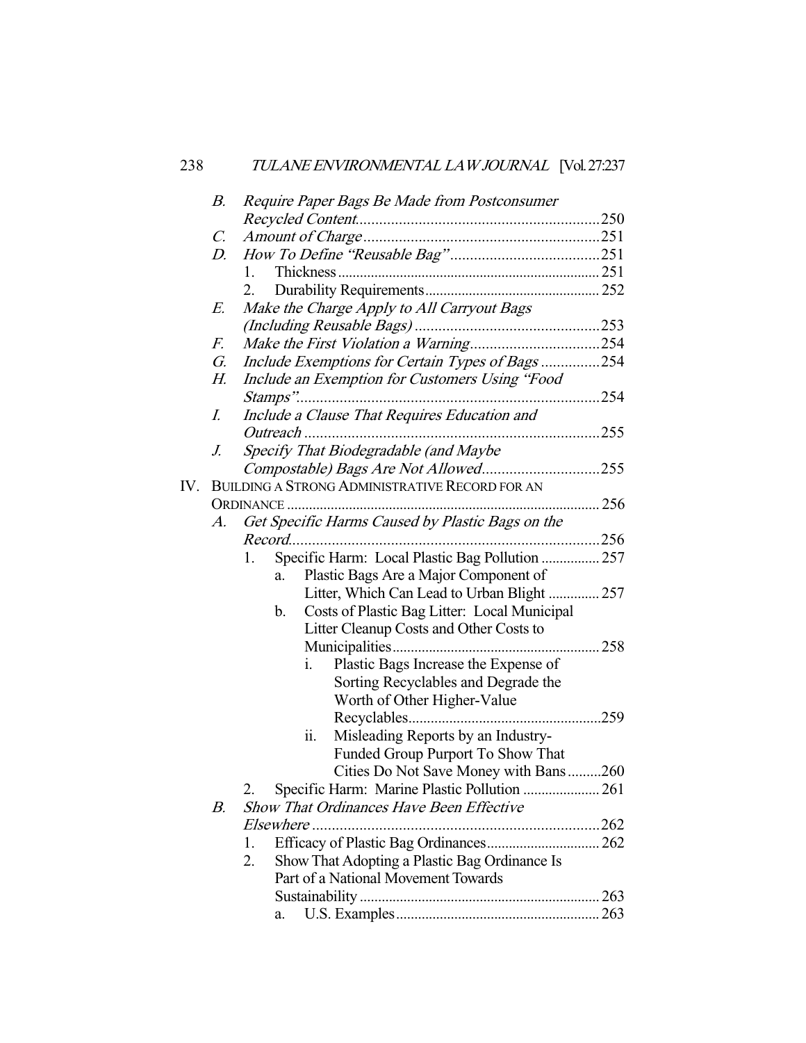- B. *Require Paper Bags Be Made from Postconsumer Recycled Content* .......... 250
- C. *Amount of Charge* .......... 251
- D. *How To Define "Reusable Bag"* .......... 251
  1. Thickness .......... 251
  2. Durability Requirements .......... 252
- E. *Make the Charge Apply to All Carryout Bags (Including Reusable Bags)* .......... 253
- F. *Make the First Violation a Warning* .......... 254
- G. *Include Exemptions for Certain Types of Bags* .......... 254
- H. *Include an Exemption for Customers Using "Food Stamps"* .......... 254
- I. *Include a Clause That Requires Education and Outreach* .......... 255
- J. *Specify That Biodegradable (and Maybe Compostable) Bags Are Not Allowed* .......... 255

IV. BUILDING A STRONG ADMINISTRATIVE RECORD FOR AN ORDINANCE .......... 256

- A. *Get Specific Harms Caused by Plastic Bags on the Record* .......... 256
  1. Specific Harm: Local Plastic Bag Pollution .......... 257
     - a. Plastic Bags Are a Major Component of Litter, Which Can Lead to Urban Blight .......... 257
     - b. Costs of Plastic Bag Litter: Local Municipal Litter Cleanup Costs and Other Costs to Municipalities .......... 258
       - i. Plastic Bags Increase the Expense of Sorting Recyclables and Degrade the Worth of Other Higher-Value Recyclables .......... 259
       - ii. Misleading Reports by an Industry-Funded Group Purport To Show That Cities Do Not Save Money with Bans .......... 260
  2. Specific Harm: Marine Plastic Pollution .......... 261
- B. *Show That Ordinances Have Been Effective Elsewhere* .......... 262
  1. Efficacy of Plastic Bag Ordinances .......... 262
  2. Show That Adopting a Plastic Bag Ordinance Is Part of a National Movement Towards Sustainability .......... 263
     - a. U.S. Examples .......... 263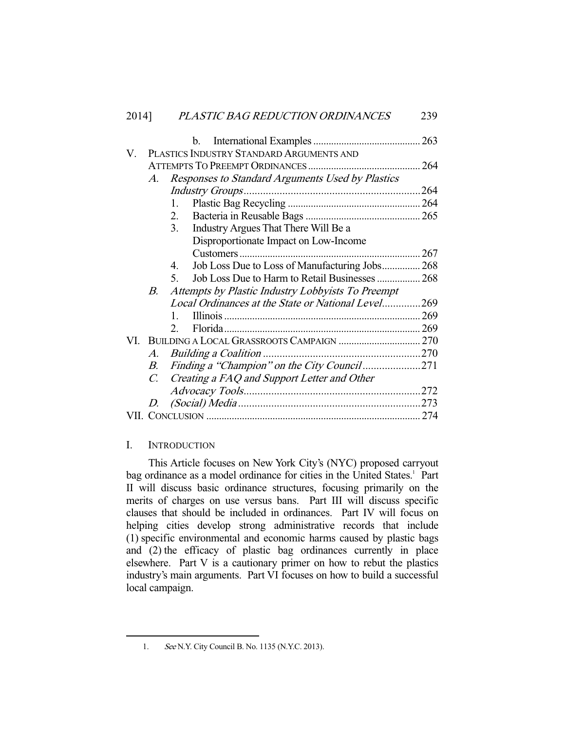b. International Examples .......................................... 263

V. PLASTICS INDUSTRY STANDARD ARGUMENTS AND ATTEMPTS TO PREEMPT ORDINANCES ............................................ 264

*A. Responses to Standard Arguments Used by Plastics Industry Groups* ................................................................. 264

1. Plastic Bag Recycling .................................................... 264
2. Bacteria in Reusable Bags ............................................. 265
3. Industry Argues That There Will Be a Disproportionate Impact on Low-Income Customers ....................................................................... 267
4. Job Loss Due to Loss of Manufacturing Jobs............... 268
5. Job Loss Due to Harm to Retail Businesses ................. 268

*B. Attempts by Plastic Industry Lobbyists To Preempt Local Ordinances at the State or National Level*..............269

1. Illinois ............................................................................ 269
2. Florida ............................................................................ 269

VI. BUILDING A LOCAL GRASSROOTS CAMPAIGN ................................ 270

*A. Building a Coalition* ..........................................................270

*B. Finding a "Champion" on the City Council*.....................271

*C. Creating a FAQ and Support Letter and Other Advocacy Tools*.................................................................272

*D. (Social) Media*..................................................................273

VII. CONCLUSION ................................................................................... 274

## I. INTRODUCTION

This Article focuses on New York City's (NYC) proposed carryout bag ordinance as a model ordinance for cities in the United States.[1] Part II will discuss basic ordinance structures, focusing primarily on the merits of charges on use versus bans. Part III will discuss specific clauses that should be included in ordinances. Part IV will focus on helping cities develop strong administrative records that include (1) specific environmental and economic harms caused by plastic bags and (2) the efficacy of plastic bag ordinances currently in place elsewhere. Part V is a cautionary primer on how to rebut the plastics industry's main arguments. Part VI focuses on how to build a successful local campaign.

1. *See* N.Y. City Council B. No. 1135 (N.Y.C. 2013).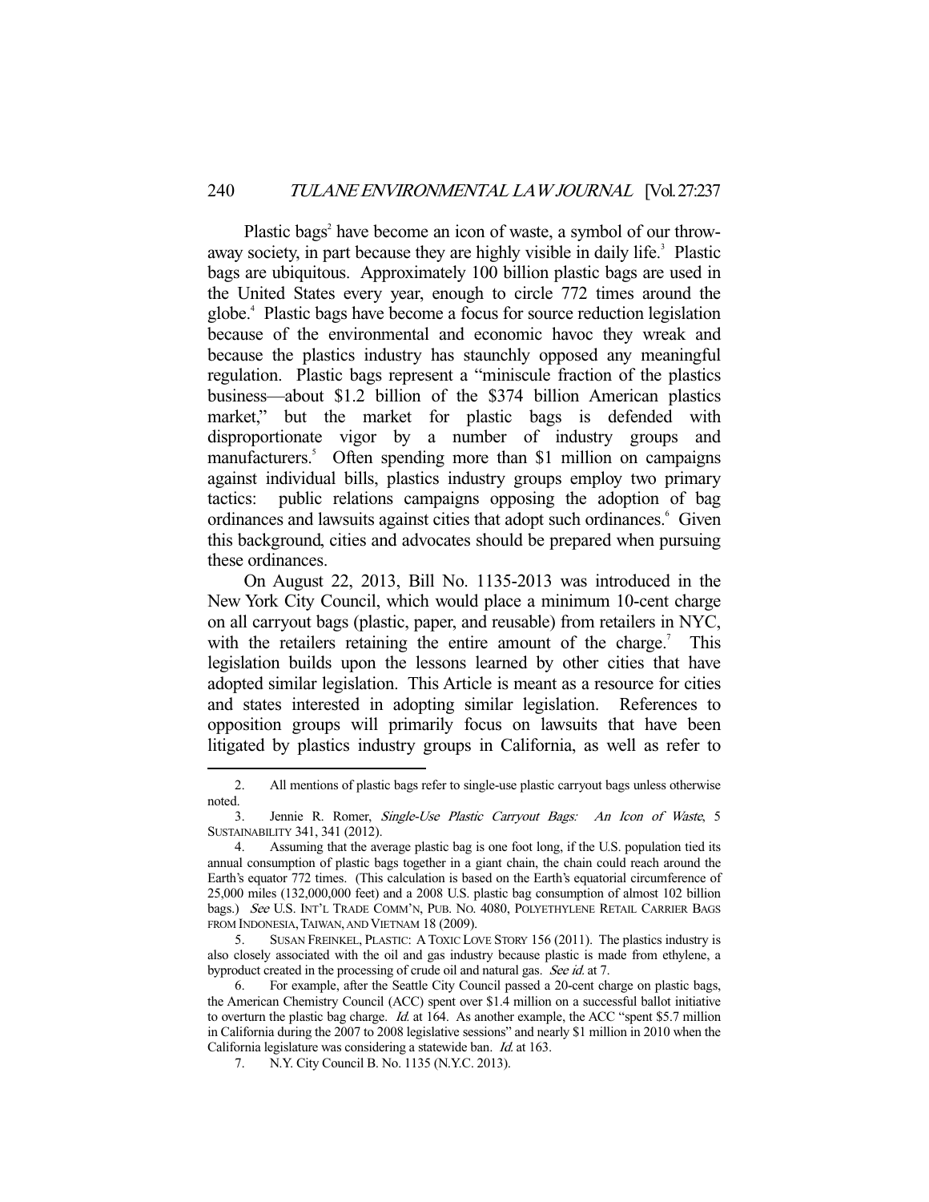Plastic bags[2] have become an icon of waste, a symbol of our throw-away society, in part because they are highly visible in daily life.[3] Plastic bags are ubiquitous. Approximately 100 billion plastic bags are used in the United States every year, enough to circle 772 times around the globe.[4] Plastic bags have become a focus for source reduction legislation because of the environmental and economic havoc they wreak and because the plastics industry has staunchly opposed any meaningful regulation. Plastic bags represent a "miniscule fraction of the plastics business—about $1.2 billion of the $374 billion American plastics market," but the market for plastic bags is defended with disproportionate vigor by a number of industry groups and manufacturers.[5] Often spending more than $1 million on campaigns against individual bills, plastics industry groups employ two primary tactics: public relations campaigns opposing the adoption of bag ordinances and lawsuits against cities that adopt such ordinances.[6] Given this background, cities and advocates should be prepared when pursuing these ordinances.

On August 22, 2013, Bill No. 1135-2013 was introduced in the New York City Council, which would place a minimum 10-cent charge on all carryout bags (plastic, paper, and reusable) from retailers in NYC, with the retailers retaining the entire amount of the charge.[7] This legislation builds upon the lessons learned by other cities that have adopted similar legislation. This Article is meant as a resource for cities and states interested in adopting similar legislation. References to opposition groups will primarily focus on lawsuits that have been litigated by plastics industry groups in California, as well as refer to

---

2. All mentions of plastic bags refer to single-use plastic carryout bags unless otherwise noted.

3. Jennie R. Romer, *Single-Use Plastic Carryout Bags: An Icon of Waste*, 5 SUSTAINABILITY 341, 341 (2012).

4. Assuming that the average plastic bag is one foot long, if the U.S. population tied its annual consumption of plastic bags together in a giant chain, the chain could reach around the Earth's equator 772 times. (This calculation is based on the Earth's equatorial circumference of 25,000 miles (132,000,000 feet) and a 2008 U.S. plastic bag consumption of almost 102 billion bags.) *See* U.S. INT'L TRADE COMM'N, PUB. NO. 4080, POLYETHYLENE RETAIL CARRIER BAGS FROM INDONESIA, TAIWAN, AND VIETNAM 18 (2009).

5. SUSAN FREINKEL, PLASTIC: A TOXIC LOVE STORY 156 (2011). The plastics industry is also closely associated with the oil and gas industry because plastic is made from ethylene, a byproduct created in the processing of crude oil and natural gas. *See id.* at 7.

6. For example, after the Seattle City Council passed a 20-cent charge on plastic bags, the American Chemistry Council (ACC) spent over $1.4 million on a successful ballot initiative to overturn the plastic bag charge. *Id.* at 164. As another example, the ACC "spent $5.7 million in California during the 2007 to 2008 legislative sessions" and nearly $1 million in 2010 when the California legislature was considering a statewide ban. *Id.* at 163.

7. N.Y. City Council B. No. 1135 (N.Y.C. 2013).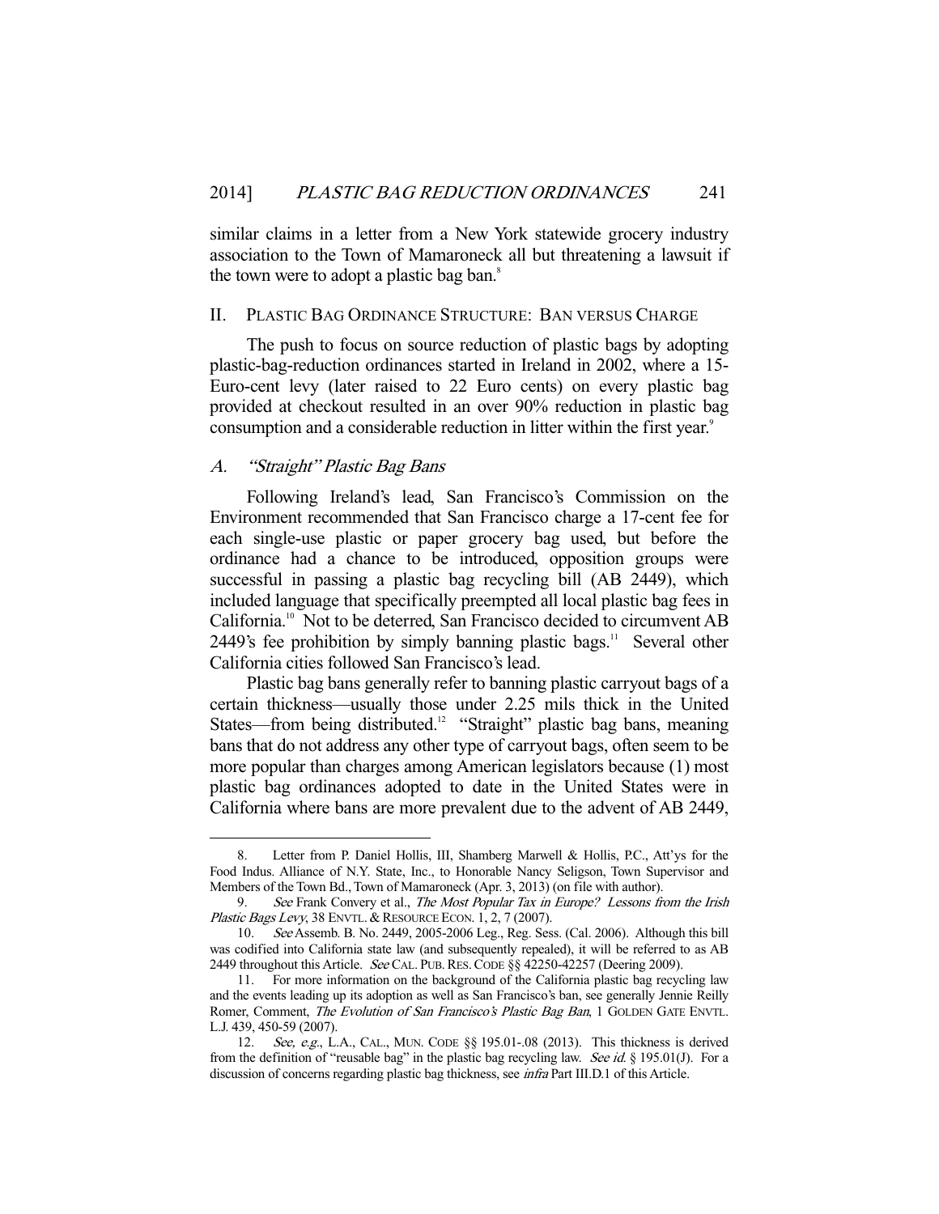similar claims in a letter from a New York statewide grocery industry association to the Town of Mamaroneck all but threatening a lawsuit if the town were to adopt a plastic bag ban.[8]

## II. PLASTIC BAG ORDINANCE STRUCTURE: BAN VERSUS CHARGE

The push to focus on source reduction of plastic bags by adopting plastic-bag-reduction ordinances started in Ireland in 2002, where a 15-Euro-cent levy (later raised to 22 Euro cents) on every plastic bag provided at checkout resulted in an over 90% reduction in plastic bag consumption and a considerable reduction in litter within the first year.[9]

### *A. "Straight" Plastic Bag Bans*

Following Ireland's lead, San Francisco's Commission on the Environment recommended that San Francisco charge a 17-cent fee for each single-use plastic or paper grocery bag used, but before the ordinance had a chance to be introduced, opposition groups were successful in passing a plastic bag recycling bill (AB 2449), which included language that specifically preempted all local plastic bag fees in California.[10] Not to be deterred, San Francisco decided to circumvent AB 2449's fee prohibition by simply banning plastic bags.[11] Several other California cities followed San Francisco's lead.

Plastic bag bans generally refer to banning plastic carryout bags of a certain thickness—usually those under 2.25 mils thick in the United States—from being distributed.[12] "Straight" plastic bag bans, meaning bans that do not address any other type of carryout bags, often seem to be more popular than charges among American legislators because (1) most plastic bag ordinances adopted to date in the United States were in California where bans are more prevalent due to the advent of AB 2449,

---

8. Letter from P. Daniel Hollis, III, Shamberg Marwell & Hollis, P.C., Att'ys for the Food Indus. Alliance of N.Y. State, Inc., to Honorable Nancy Seligson, Town Supervisor and Members of the Town Bd., Town of Mamaroneck (Apr. 3, 2013) (on file with author).

9. *See* Frank Convery et al., *The Most Popular Tax in Europe? Lessons from the Irish Plastic Bags Levy*, 38 ENVTL. & RESOURCE ECON. 1, 2, 7 (2007).

10. *See* Assemb. B. No. 2449, 2005-2006 Leg., Reg. Sess. (Cal. 2006). Although this bill was codified into California state law (and subsequently repealed), it will be referred to as AB 2449 throughout this Article. *See* CAL. PUB. RES. CODE §§ 42250-42257 (Deering 2009).

11. For more information on the background of the California plastic bag recycling law and the events leading up its adoption as well as San Francisco's ban, see generally Jennie Reilly Romer, Comment, *The Evolution of San Francisco's Plastic Bag Ban*, 1 GOLDEN GATE ENVTL. L.J. 439, 450-59 (2007).

12. *See, e.g.*, L.A., CAL., MUN. CODE §§ 195.01-.08 (2013). This thickness is derived from the definition of "reusable bag" in the plastic bag recycling law. *See id.* § 195.01(J). For a discussion of concerns regarding plastic bag thickness, see *infra* Part III.D.1 of this Article.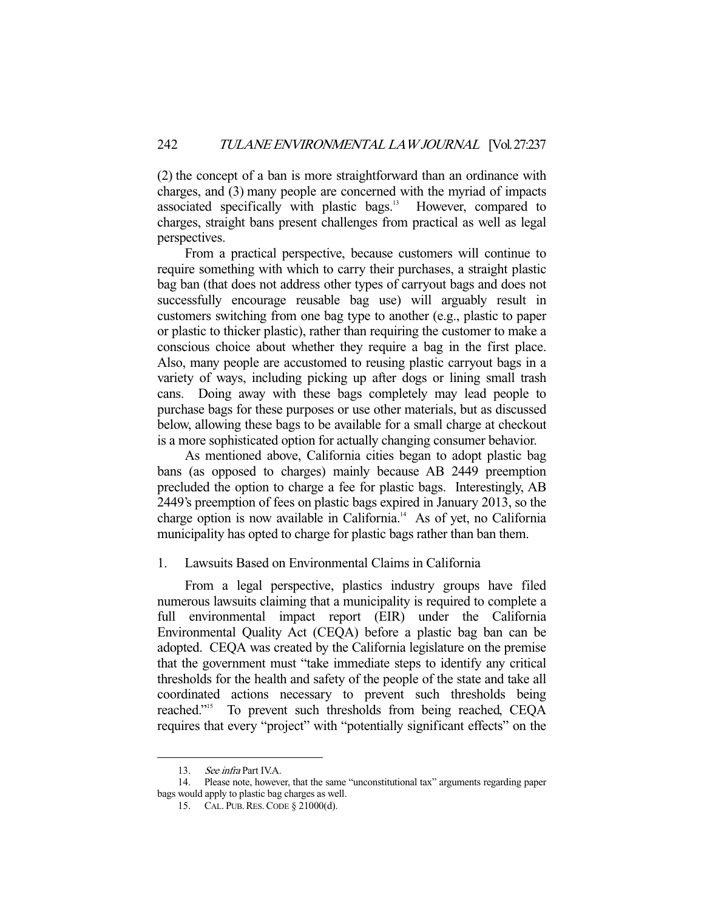(2) the concept of a ban is more straightforward than an ordinance with charges, and (3) many people are concerned with the myriad of impacts associated specifically with plastic bags.[13] However, compared to charges, straight bans present challenges from practical as well as legal perspectives.

From a practical perspective, because customers will continue to require something with which to carry their purchases, a straight plastic bag ban (that does not address other types of carryout bags and does not successfully encourage reusable bag use) will arguably result in customers switching from one bag type to another (e.g., plastic to paper or plastic to thicker plastic), rather than requiring the customer to make a conscious choice about whether they require a bag in the first place. Also, many people are accustomed to reusing plastic carryout bags in a variety of ways, including picking up after dogs or lining small trash cans. Doing away with these bags completely may lead people to purchase bags for these purposes or use other materials, but as discussed below, allowing these bags to be available for a small charge at checkout is a more sophisticated option for actually changing consumer behavior.

As mentioned above, California cities began to adopt plastic bag bans (as opposed to charges) mainly because AB 2449 preemption precluded the option to charge a fee for plastic bags. Interestingly, AB 2449's preemption of fees on plastic bags expired in January 2013, so the charge option is now available in California.[14] As of yet, no California municipality has opted to charge for plastic bags rather than ban them.

### 1. Lawsuits Based on Environmental Claims in California

From a legal perspective, plastics industry groups have filed numerous lawsuits claiming that a municipality is required to complete a full environmental impact report (EIR) under the California Environmental Quality Act (CEQA) before a plastic bag ban can be adopted. CEQA was created by the California legislature on the premise that the government must "take immediate steps to identify any critical thresholds for the health and safety of the people of the state and take all coordinated actions necessary to prevent such thresholds being reached."[15] To prevent such thresholds from being reached, CEQA requires that every "project" with "potentially significant effects" on the

---

13. *See infra* Part IV.A.

14. Please note, however, that the same "unconstitutional tax" arguments regarding paper bags would apply to plastic bag charges as well.

15. CAL. PUB. RES. CODE § 21000(d).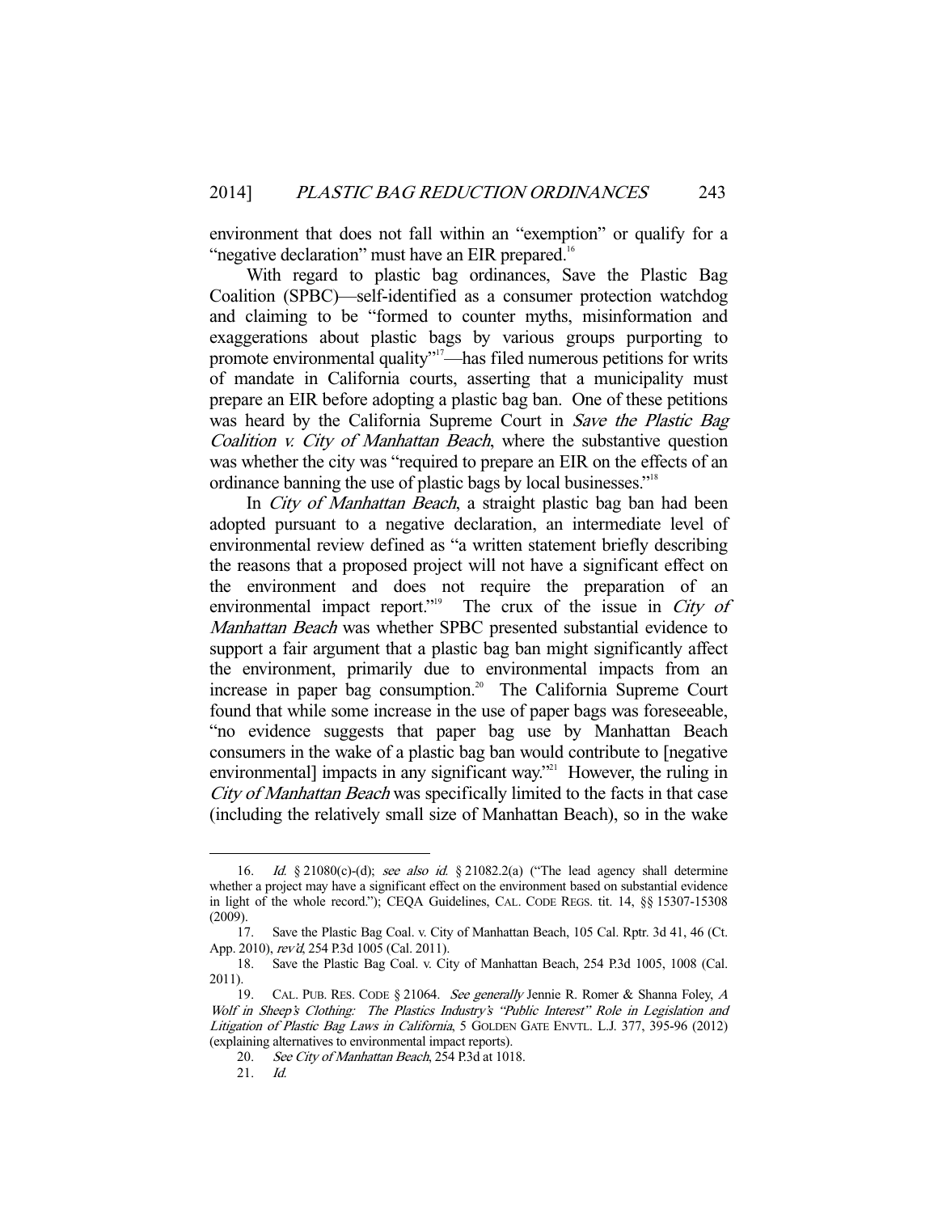environment that does not fall within an "exemption" or qualify for a "negative declaration" must have an EIR prepared.[16]

With regard to plastic bag ordinances, Save the Plastic Bag Coalition (SPBC)—self-identified as a consumer protection watchdog and claiming to be "formed to counter myths, misinformation and exaggerations about plastic bags by various groups purporting to promote environmental quality"[17]—has filed numerous petitions for writs of mandate in California courts, asserting that a municipality must prepare an EIR before adopting a plastic bag ban. One of these petitions was heard by the California Supreme Court in *Save the Plastic Bag Coalition v. City of Manhattan Beach*, where the substantive question was whether the city was "required to prepare an EIR on the effects of an ordinance banning the use of plastic bags by local businesses."[18]

In *City of Manhattan Beach*, a straight plastic bag ban had been adopted pursuant to a negative declaration, an intermediate level of environmental review defined as "a written statement briefly describing the reasons that a proposed project will not have a significant effect on the environment and does not require the preparation of an environmental impact report."[19] The crux of the issue in *City of Manhattan Beach* was whether SPBC presented substantial evidence to support a fair argument that a plastic bag ban might significantly affect the environment, primarily due to environmental impacts from an increase in paper bag consumption.[20] The California Supreme Court found that while some increase in the use of paper bags was foreseeable, "no evidence suggests that paper bag use by Manhattan Beach consumers in the wake of a plastic bag ban would contribute to [negative environmental] impacts in any significant way."[21] However, the ruling in *City of Manhattan Beach* was specifically limited to the facts in that case (including the relatively small size of Manhattan Beach), so in the wake

---

16. *Id.* § 21080(c)-(d); *see also id.* § 21082.2(a) ("The lead agency shall determine whether a project may have a significant effect on the environment based on substantial evidence in light of the whole record."); CEQA Guidelines, CAL. CODE REGS. tit. 14, §§ 15307-15308 (2009).

17. Save the Plastic Bag Coal. v. City of Manhattan Beach, 105 Cal. Rptr. 3d 41, 46 (Ct. App. 2010), *rev'd*, 254 P.3d 1005 (Cal. 2011).

18. Save the Plastic Bag Coal. v. City of Manhattan Beach, 254 P.3d 1005, 1008 (Cal. 2011).

19. CAL. PUB. RES. CODE § 21064. *See generally* Jennie R. Romer & Shanna Foley, *A Wolf in Sheep's Clothing: The Plastics Industry's "Public Interest" Role in Legislation and Litigation of Plastic Bag Laws in California*, 5 GOLDEN GATE ENVTL. L.J. 377, 395-96 (2012) (explaining alternatives to environmental impact reports).

20. *See City of Manhattan Beach*, 254 P.3d at 1018.

21. *Id.*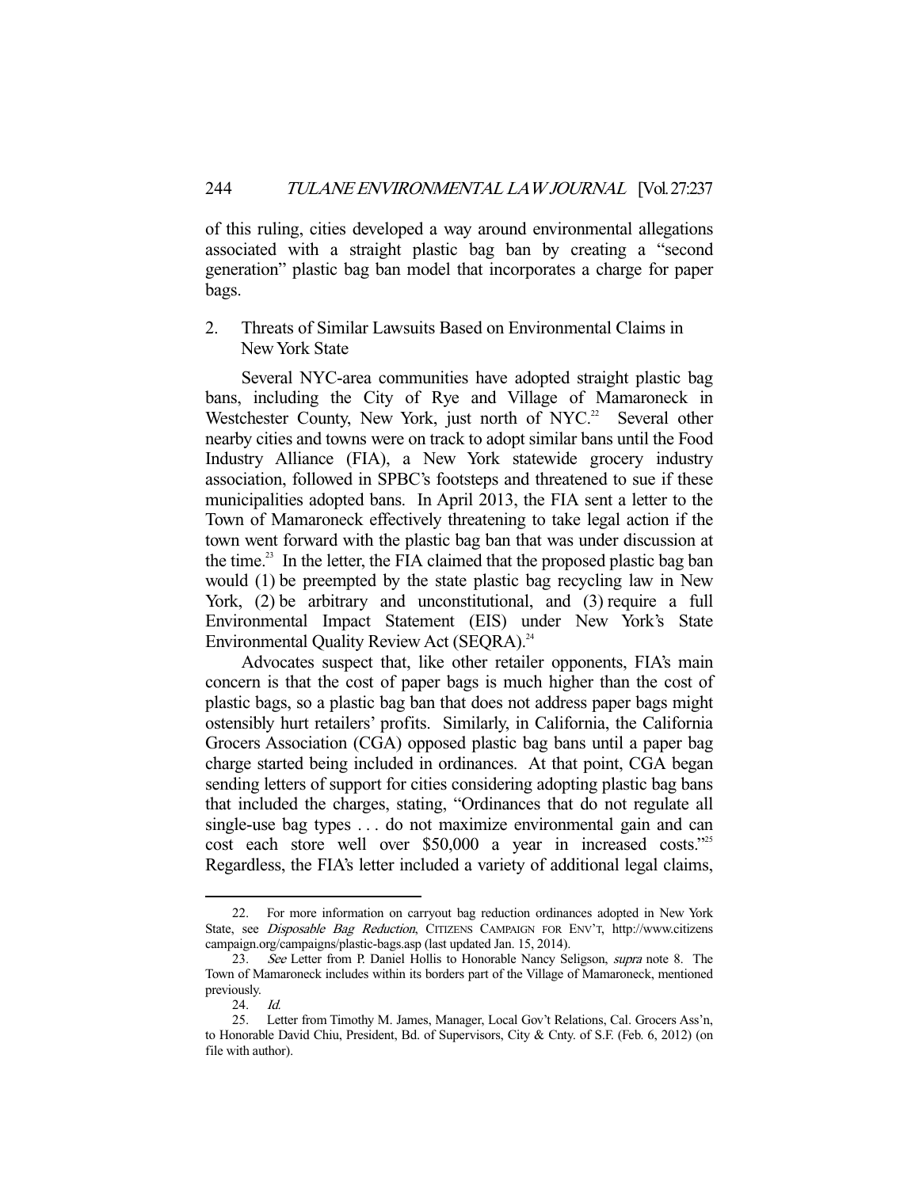of this ruling, cities developed a way around environmental allegations associated with a straight plastic bag ban by creating a "second generation" plastic bag ban model that incorporates a charge for paper bags.

### 2. Threats of Similar Lawsuits Based on Environmental Claims in New York State

Several NYC-area communities have adopted straight plastic bag bans, including the City of Rye and Village of Mamaroneck in Westchester County, New York, just north of NYC.[22] Several other nearby cities and towns were on track to adopt similar bans until the Food Industry Alliance (FIA), a New York statewide grocery industry association, followed in SPBC's footsteps and threatened to sue if these municipalities adopted bans. In April 2013, the FIA sent a letter to the Town of Mamaroneck effectively threatening to take legal action if the town went forward with the plastic bag ban that was under discussion at the time.[23] In the letter, the FIA claimed that the proposed plastic bag ban would (1) be preempted by the state plastic bag recycling law in New York, (2) be arbitrary and unconstitutional, and (3) require a full Environmental Impact Statement (EIS) under New York's State Environmental Quality Review Act (SEQRA).[24]

Advocates suspect that, like other retailer opponents, FIA's main concern is that the cost of paper bags is much higher than the cost of plastic bags, so a plastic bag ban that does not address paper bags might ostensibly hurt retailers' profits. Similarly, in California, the California Grocers Association (CGA) opposed plastic bag bans until a paper bag charge started being included in ordinances. At that point, CGA began sending letters of support for cities considering adopting plastic bag bans that included the charges, stating, "Ordinances that do not regulate all single-use bag types . . . do not maximize environmental gain and can cost each store well over $50,000 a year in increased costs."[25] Regardless, the FIA's letter included a variety of additional legal claims,

---

22. For more information on carryout bag reduction ordinances adopted in New York State, see *Disposable Bag Reduction*, CITIZENS CAMPAIGN FOR ENV'T, http://www.citizenscampaign.org/campaigns/plastic-bags.asp (last updated Jan. 15, 2014).

23. *See* Letter from P. Daniel Hollis to Honorable Nancy Seligson, *supra* note 8. The Town of Mamaroneck includes within its borders part of the Village of Mamaroneck, mentioned previously.

24. *Id.*

25. Letter from Timothy M. James, Manager, Local Gov't Relations, Cal. Grocers Ass'n, to Honorable David Chiu, President, Bd. of Supervisors, City & Cnty. of S.F. (Feb. 6, 2012) (on file with author).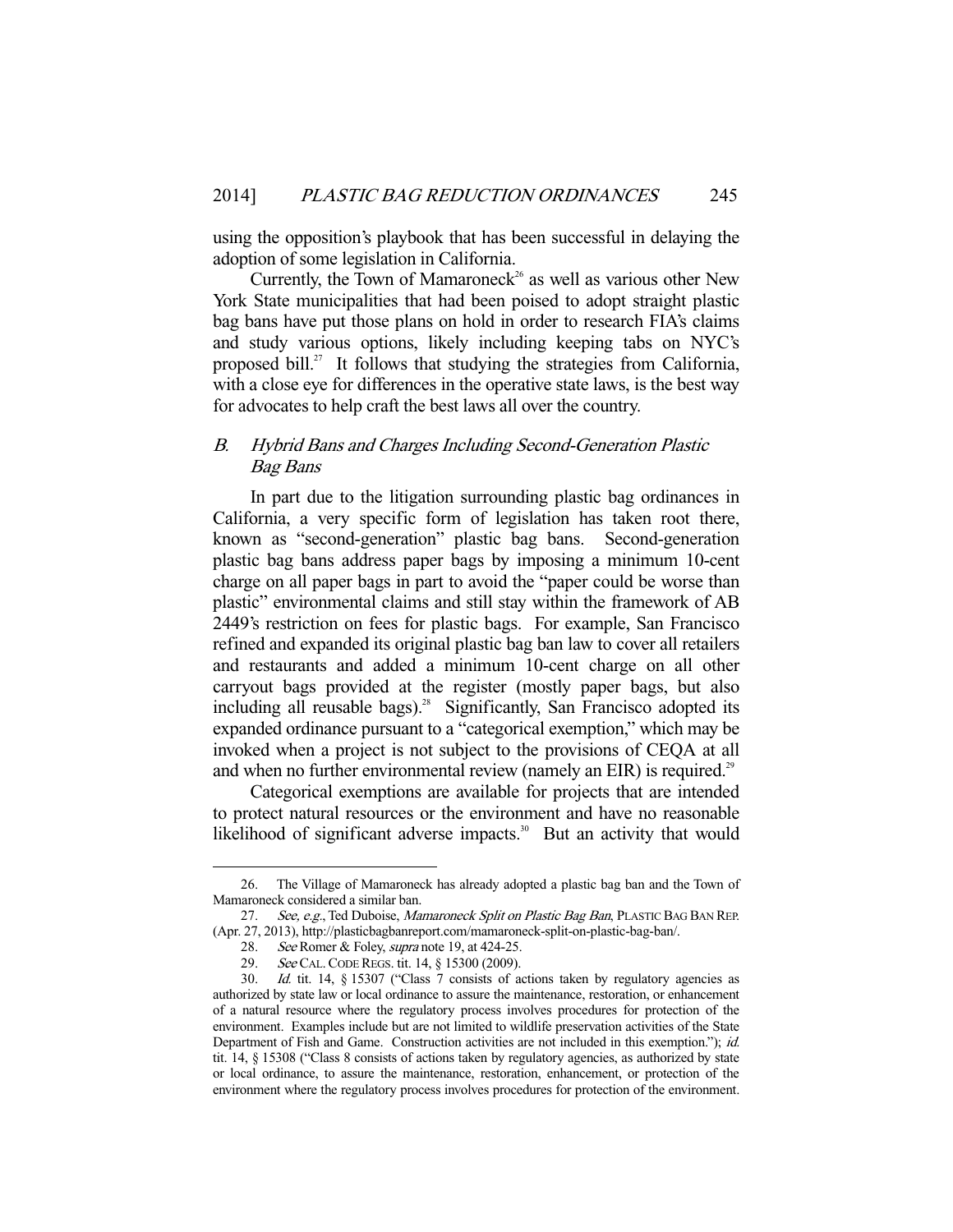using the opposition's playbook that has been successful in delaying the adoption of some legislation in California.

Currently, the Town of Mamaroneck[26] as well as various other New York State municipalities that had been poised to adopt straight plastic bag bans have put those plans on hold in order to research FIA's claims and study various options, likely including keeping tabs on NYC's proposed bill.[27] It follows that studying the strategies from California, with a close eye for differences in the operative state laws, is the best way for advocates to help craft the best laws all over the country.

## B. *Hybrid Bans and Charges Including Second-Generation Plastic Bag Bans*

In part due to the litigation surrounding plastic bag ordinances in California, a very specific form of legislation has taken root there, known as "second-generation" plastic bag bans. Second-generation plastic bag bans address paper bags by imposing a minimum 10-cent charge on all paper bags in part to avoid the "paper could be worse than plastic" environmental claims and still stay within the framework of AB 2449's restriction on fees for plastic bags. For example, San Francisco refined and expanded its original plastic bag ban law to cover all retailers and restaurants and added a minimum 10-cent charge on all other carryout bags provided at the register (mostly paper bags, but also including all reusable bags).[28] Significantly, San Francisco adopted its expanded ordinance pursuant to a "categorical exemption," which may be invoked when a project is not subject to the provisions of CEQA at all and when no further environmental review (namely an EIR) is required.[29]

Categorical exemptions are available for projects that are intended to protect natural resources or the environment and have no reasonable likelihood of significant adverse impacts.[30] But an activity that would

---

26. The Village of Mamaroneck has already adopted a plastic bag ban and the Town of Mamaroneck considered a similar ban.

27. *See, e.g.*, Ted Duboise, *Mamaroneck Split on Plastic Bag Ban*, PLASTIC BAG BAN REP. (Apr. 27, 2013), http://plasticbagbanreport.com/mamaroneck-split-on-plastic-bag-ban/.

28. *See* Romer & Foley, *supra* note 19, at 424-25.

29. *See* CAL. CODE REGS. tit. 14, § 15300 (2009).

30. *Id.* tit. 14, § 15307 ("Class 7 consists of actions taken by regulatory agencies as authorized by state law or local ordinance to assure the maintenance, restoration, or enhancement of a natural resource where the regulatory process involves procedures for protection of the environment. Examples include but are not limited to wildlife preservation activities of the State Department of Fish and Game. Construction activities are not included in this exemption."); *id.* tit. 14, § 15308 ("Class 8 consists of actions taken by regulatory agencies, as authorized by state or local ordinance, to assure the maintenance, restoration, enhancement, or protection of the environment where the regulatory process involves procedures for protection of the environment.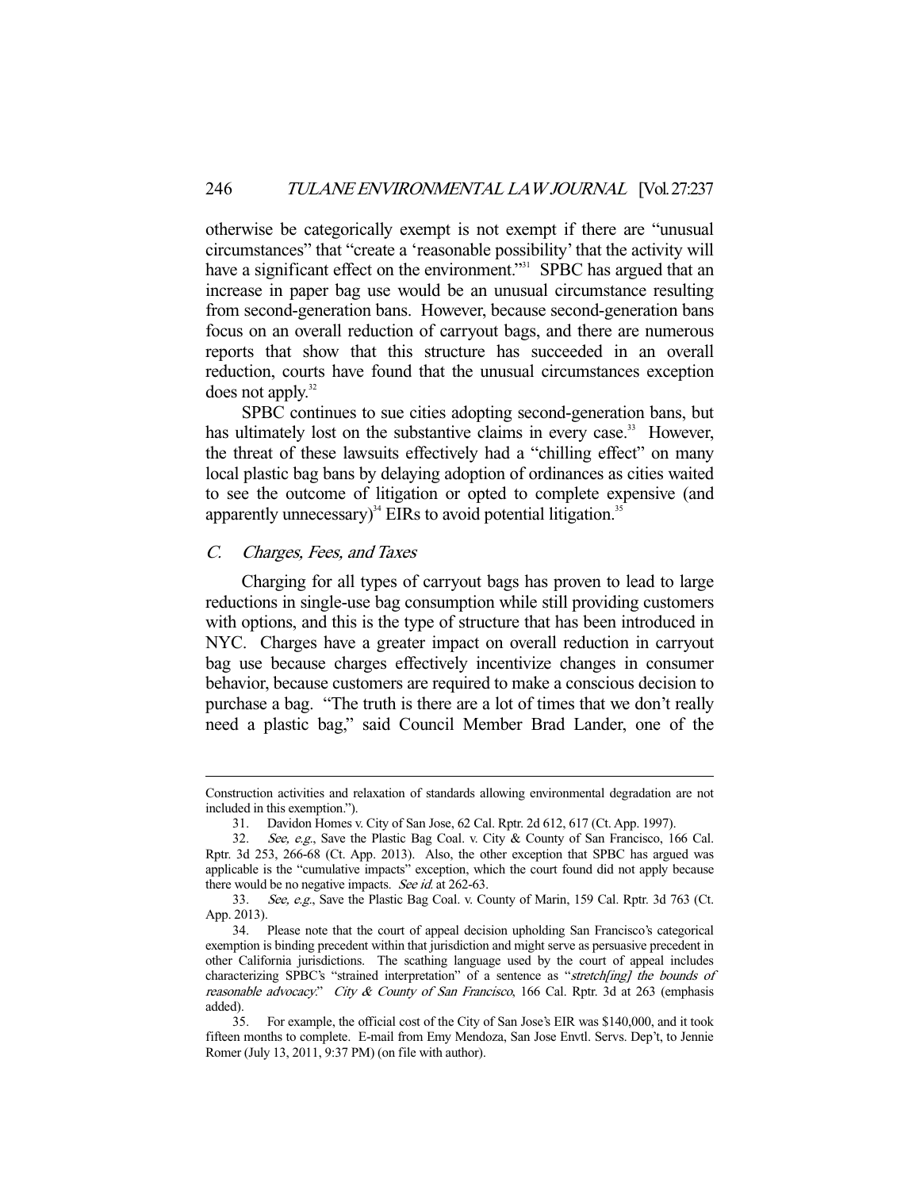otherwise be categorically exempt is not exempt if there are "unusual circumstances" that "create a 'reasonable possibility' that the activity will have a significant effect on the environment."[31] SPBC has argued that an increase in paper bag use would be an unusual circumstance resulting from second-generation bans. However, because second-generation bans focus on an overall reduction of carryout bags, and there are numerous reports that show that this structure has succeeded in an overall reduction, courts have found that the unusual circumstances exception does not apply.[32]

SPBC continues to sue cities adopting second-generation bans, but has ultimately lost on the substantive claims in every case.[33] However, the threat of these lawsuits effectively had a "chilling effect" on many local plastic bag bans by delaying adoption of ordinances as cities waited to see the outcome of litigation or opted to complete expensive (and apparently unnecessary)[34] EIRs to avoid potential litigation.[35]

### *C. Charges, Fees, and Taxes*

Charging for all types of carryout bags has proven to lead to large reductions in single-use bag consumption while still providing customers with options, and this is the type of structure that has been introduced in NYC. Charges have a greater impact on overall reduction in carryout bag use because charges effectively incentivize changes in consumer behavior, because customers are required to make a conscious decision to purchase a bag. "The truth is there are a lot of times that we don't really need a plastic bag," said Council Member Brad Lander, one of the

---

Construction activities and relaxation of standards allowing environmental degradation are not included in this exemption.").

31. Davidon Homes v. City of San Jose, 62 Cal. Rptr. 2d 612, 617 (Ct. App. 1997).

32. *See, e.g.*, Save the Plastic Bag Coal. v. City & County of San Francisco, 166 Cal. Rptr. 3d 253, 266-68 (Ct. App. 2013). Also, the other exception that SPBC has argued was applicable is the "cumulative impacts" exception, which the court found did not apply because there would be no negative impacts. *See id.* at 262-63.

33. *See, e.g.*, Save the Plastic Bag Coal. v. County of Marin, 159 Cal. Rptr. 3d 763 (Ct. App. 2013).

34. Please note that the court of appeal decision upholding San Francisco's categorical exemption is binding precedent within that jurisdiction and might serve as persuasive precedent in other California jurisdictions. The scathing language used by the court of appeal includes characterizing SPBC's "strained interpretation" of a sentence as "*stretch[ing] the bounds of reasonable advocacy*." *City & County of San Francisco*, 166 Cal. Rptr. 3d at 263 (emphasis added).

35. For example, the official cost of the City of San Jose's EIR was $140,000, and it took fifteen months to complete. E-mail from Emy Mendoza, San Jose Envtl. Servs. Dep't, to Jennie Romer (July 13, 2011, 9:37 PM) (on file with author).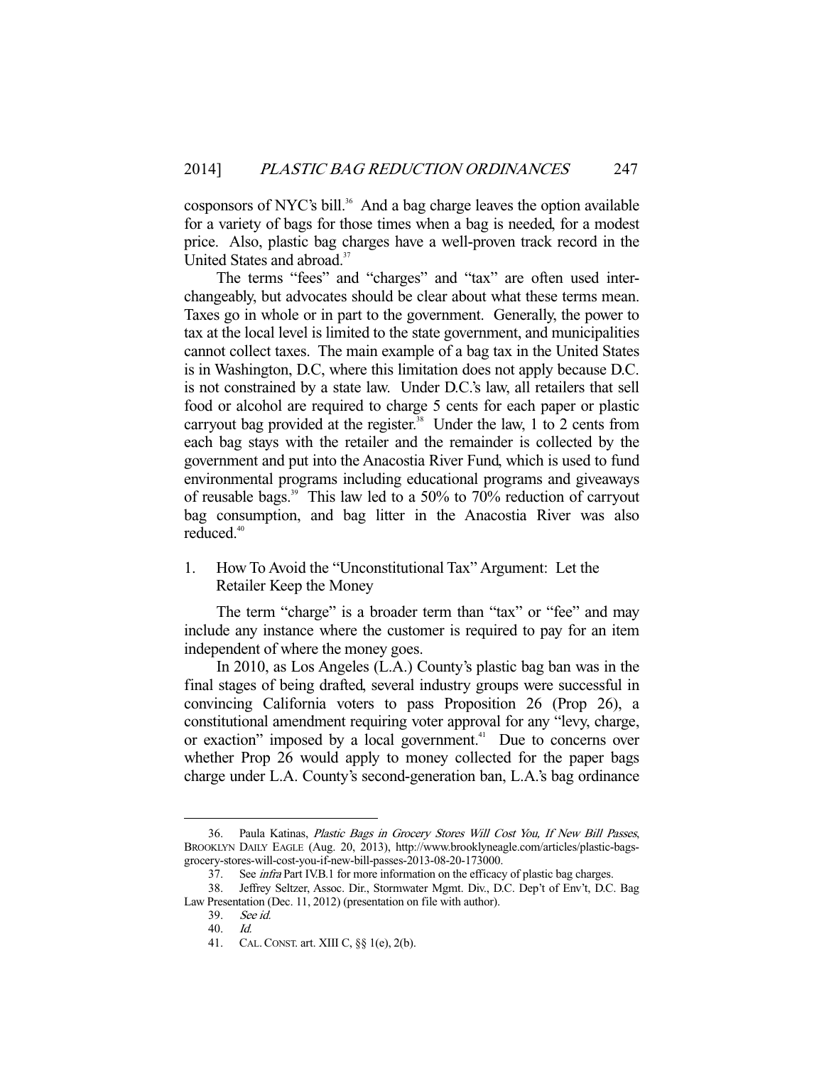cosponsors of NYC's bill.[36] And a bag charge leaves the option available for a variety of bags for those times when a bag is needed, for a modest price. Also, plastic bag charges have a well-proven track record in the United States and abroad.[37]

The terms "fees" and "charges" and "tax" are often used interchangeably, but advocates should be clear about what these terms mean. Taxes go in whole or in part to the government. Generally, the power to tax at the local level is limited to the state government, and municipalities cannot collect taxes. The main example of a bag tax in the United States is in Washington, D.C, where this limitation does not apply because D.C. is not constrained by a state law. Under D.C.'s law, all retailers that sell food or alcohol are required to charge 5 cents for each paper or plastic carryout bag provided at the register.[38] Under the law, 1 to 2 cents from each bag stays with the retailer and the remainder is collected by the government and put into the Anacostia River Fund, which is used to fund environmental programs including educational programs and giveaways of reusable bags.[39] This law led to a 50% to 70% reduction of carryout bag consumption, and bag litter in the Anacostia River was also reduced.[40]

### 1. How To Avoid the "Unconstitutional Tax" Argument: Let the Retailer Keep the Money

The term "charge" is a broader term than "tax" or "fee" and may include any instance where the customer is required to pay for an item independent of where the money goes.

In 2010, as Los Angeles (L.A.) County's plastic bag ban was in the final stages of being drafted, several industry groups were successful in convincing California voters to pass Proposition 26 (Prop 26), a constitutional amendment requiring voter approval for any "levy, charge, or exaction" imposed by a local government.[41] Due to concerns over whether Prop 26 would apply to money collected for the paper bags charge under L.A. County's second-generation ban, L.A.'s bag ordinance

---

36. Paula Katinas, *Plastic Bags in Grocery Stores Will Cost You, If New Bill Passes*, BROOKLYN DAILY EAGLE (Aug. 20, 2013), http://www.brooklyneagle.com/articles/plastic-bags-grocery-stores-will-cost-you-if-new-bill-passes-2013-08-20-173000.

37. See *infra* Part IV.B.1 for more information on the efficacy of plastic bag charges.

38. Jeffrey Seltzer, Assoc. Dir., Stormwater Mgmt. Div., D.C. Dep't of Env't, D.C. Bag Law Presentation (Dec. 11, 2012) (presentation on file with author).

39. *See id.*

40. *Id.*

41. CAL. CONST. art. XIII C, §§ 1(e), 2(b).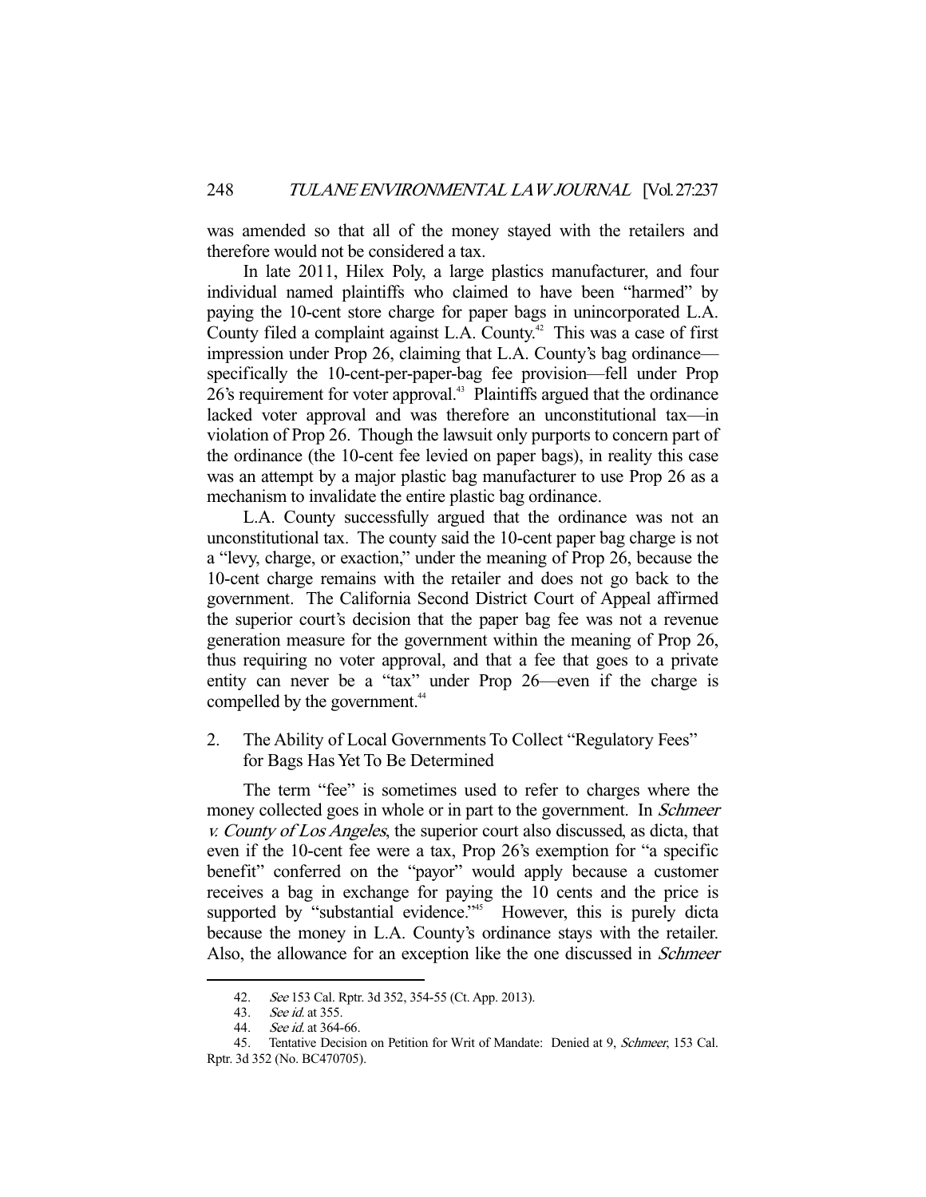was amended so that all of the money stayed with the retailers and therefore would not be considered a tax.

In late 2011, Hilex Poly, a large plastics manufacturer, and four individual named plaintiffs who claimed to have been "harmed" by paying the 10-cent store charge for paper bags in unincorporated L.A. County filed a complaint against L.A. County.[42] This was a case of first impression under Prop 26, claiming that L.A. County's bag ordinance—specifically the 10-cent-per-paper-bag fee provision—fell under Prop 26's requirement for voter approval.[43] Plaintiffs argued that the ordinance lacked voter approval and was therefore an unconstitutional tax—in violation of Prop 26. Though the lawsuit only purports to concern part of the ordinance (the 10-cent fee levied on paper bags), in reality this case was an attempt by a major plastic bag manufacturer to use Prop 26 as a mechanism to invalidate the entire plastic bag ordinance.

L.A. County successfully argued that the ordinance was not an unconstitutional tax. The county said the 10-cent paper bag charge is not a "levy, charge, or exaction," under the meaning of Prop 26, because the 10-cent charge remains with the retailer and does not go back to the government. The California Second District Court of Appeal affirmed the superior court's decision that the paper bag fee was not a revenue generation measure for the government within the meaning of Prop 26, thus requiring no voter approval, and that a fee that goes to a private entity can never be a "tax" under Prop 26—even if the charge is compelled by the government.[44]

### 2. The Ability of Local Governments To Collect "Regulatory Fees" for Bags Has Yet To Be Determined

The term "fee" is sometimes used to refer to charges where the money collected goes in whole or in part to the government. In *Schmeer v. County of Los Angeles*, the superior court also discussed, as dicta, that even if the 10-cent fee were a tax, Prop 26's exemption for "a specific benefit" conferred on the "payor" would apply because a customer receives a bag in exchange for paying the 10 cents and the price is supported by "substantial evidence."[45] However, this is purely dicta because the money in L.A. County's ordinance stays with the retailer. Also, the allowance for an exception like the one discussed in *Schmeer*

---

42. *See* 153 Cal. Rptr. 3d 352, 354-55 (Ct. App. 2013).

43. *See id.* at 355.

44. *See id.* at 364-66.

45. Tentative Decision on Petition for Writ of Mandate: Denied at 9, *Schmeer*, 153 Cal. Rptr. 3d 352 (No. BC470705).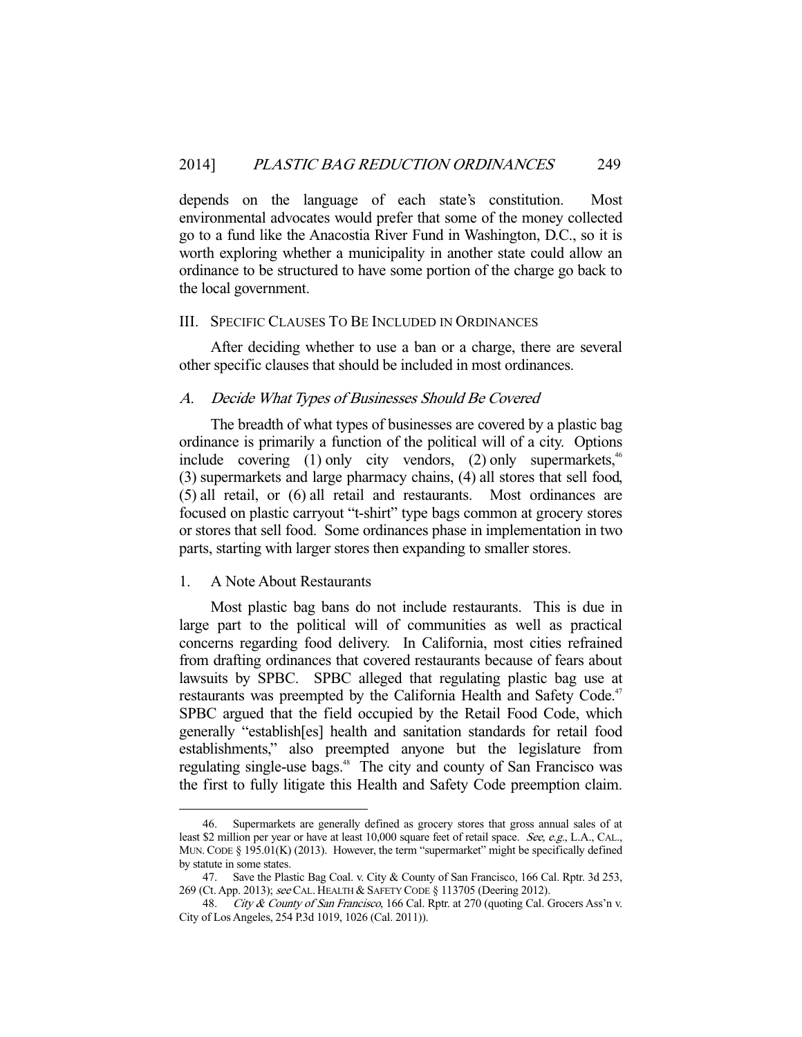depends on the language of each state's constitution. Most environmental advocates would prefer that some of the money collected go to a fund like the Anacostia River Fund in Washington, D.C., so it is worth exploring whether a municipality in another state could allow an ordinance to be structured to have some portion of the charge go back to the local government.

## III. Specific Clauses To Be Included in Ordinances

After deciding whether to use a ban or a charge, there are several other specific clauses that should be included in most ordinances.

### A. *Decide What Types of Businesses Should Be Covered*

The breadth of what types of businesses are covered by a plastic bag ordinance is primarily a function of the political will of a city. Options include covering (1) only city vendors, (2) only supermarkets,[46] (3) supermarkets and large pharmacy chains, (4) all stores that sell food, (5) all retail, or (6) all retail and restaurants. Most ordinances are focused on plastic carryout "t-shirt" type bags common at grocery stores or stores that sell food. Some ordinances phase in implementation in two parts, starting with larger stores then expanding to smaller stores.

#### 1. A Note About Restaurants

Most plastic bag bans do not include restaurants. This is due in large part to the political will of communities as well as practical concerns regarding food delivery. In California, most cities refrained from drafting ordinances that covered restaurants because of fears about lawsuits by SPBC. SPBC alleged that regulating plastic bag use at restaurants was preempted by the California Health and Safety Code.[47] SPBC argued that the field occupied by the Retail Food Code, which generally "establish[es] health and sanitation standards for retail food establishments," also preempted anyone but the legislature from regulating single-use bags.[48] The city and county of San Francisco was the first to fully litigate this Health and Safety Code preemption claim.

---

46. Supermarkets are generally defined as grocery stores that gross annual sales of at least $2 million per year or have at least 10,000 square feet of retail space. *See, e.g.*, L.A., CAL., MUN. CODE § 195.01(K) (2013). However, the term "supermarket" might be specifically defined by statute in some states.

47. Save the Plastic Bag Coal. v. City & County of San Francisco, 166 Cal. Rptr. 3d 253, 269 (Ct. App. 2013); *see* CAL. HEALTH & SAFETY CODE § 113705 (Deering 2012).

48. *City & County of San Francisco*, 166 Cal. Rptr. at 270 (quoting Cal. Grocers Ass'n v. City of Los Angeles, 254 P.3d 1019, 1026 (Cal. 2011)).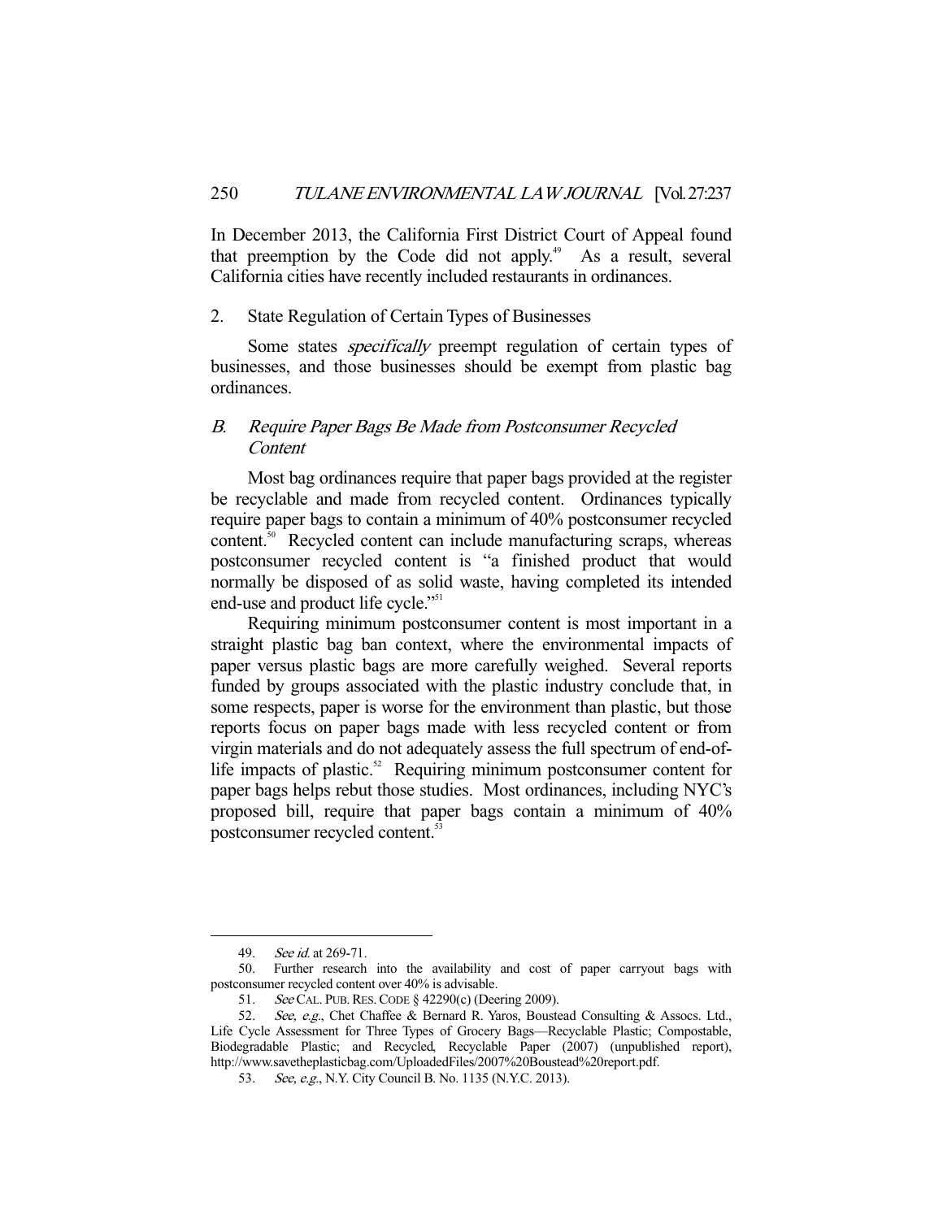In December 2013, the California First District Court of Appeal found that preemption by the Code did not apply.[49] As a result, several California cities have recently included restaurants in ordinances.

2. State Regulation of Certain Types of Businesses

Some states *specifically* preempt regulation of certain types of businesses, and those businesses should be exempt from plastic bag ordinances.

### *B. Require Paper Bags Be Made from Postconsumer Recycled Content*

Most bag ordinances require that paper bags provided at the register be recyclable and made from recycled content. Ordinances typically require paper bags to contain a minimum of 40% postconsumer recycled content.[50] Recycled content can include manufacturing scraps, whereas postconsumer recycled content is "a finished product that would normally be disposed of as solid waste, having completed its intended end-use and product life cycle."[51]

Requiring minimum postconsumer content is most important in a straight plastic bag ban context, where the environmental impacts of paper versus plastic bags are more carefully weighed. Several reports funded by groups associated with the plastic industry conclude that, in some respects, paper is worse for the environment than plastic, but those reports focus on paper bags made with less recycled content or from virgin materials and do not adequately assess the full spectrum of end-of-life impacts of plastic.[52] Requiring minimum postconsumer content for paper bags helps rebut those studies. Most ordinances, including NYC's proposed bill, require that paper bags contain a minimum of 40% postconsumer recycled content.[53]

---

49. *See id.* at 269-71.

50. Further research into the availability and cost of paper carryout bags with postconsumer recycled content over 40% is advisable.

51. *See* CAL. PUB. RES. CODE § 42290(c) (Deering 2009).

52. *See, e.g.*, Chet Chaffee & Bernard R. Yaros, Boustead Consulting & Assocs. Ltd., Life Cycle Assessment for Three Types of Grocery Bags—Recyclable Plastic; Compostable, Biodegradable Plastic; and Recycled, Recyclable Paper (2007) (unpublished report), http://www.savetheplasticbag.com/UploadedFiles/2007%20Boustead%20report.pdf.

53. *See, e.g.*, N.Y. City Council B. No. 1135 (N.Y.C. 2013).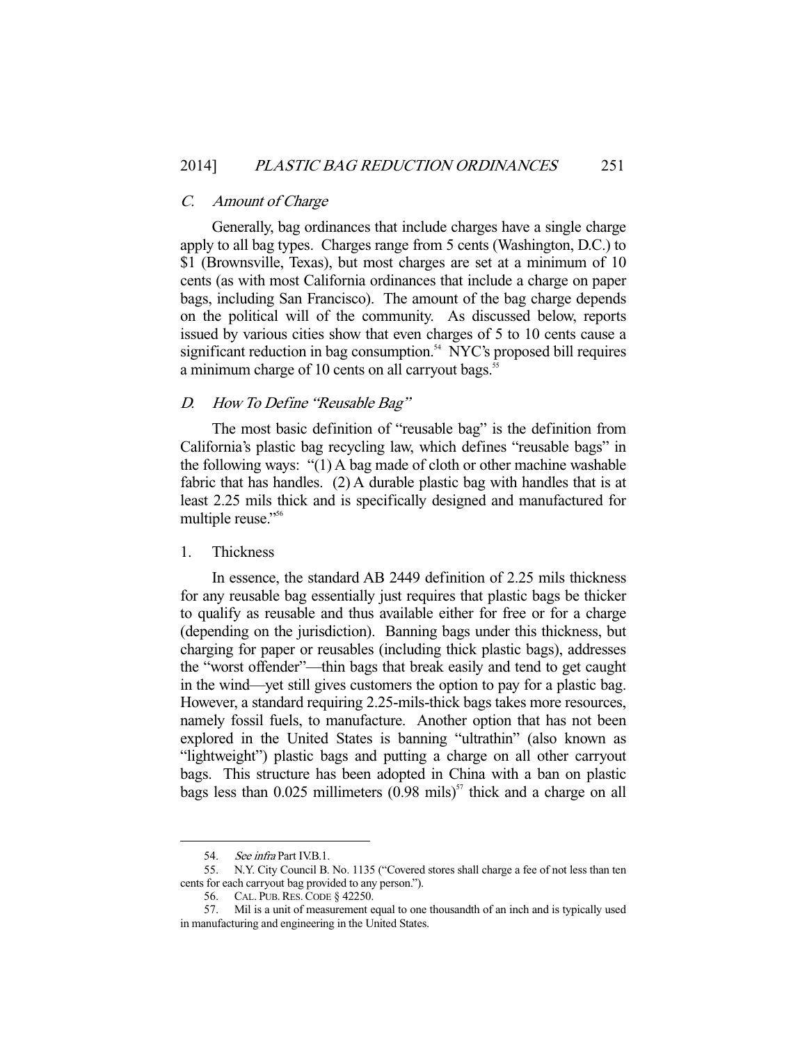### *C. Amount of Charge*

Generally, bag ordinances that include charges have a single charge apply to all bag types. Charges range from 5 cents (Washington, D.C.) to $1 (Brownsville, Texas), but most charges are set at a minimum of 10 cents (as with most California ordinances that include a charge on paper bags, including San Francisco). The amount of the bag charge depends on the political will of the community. As discussed below, reports issued by various cities show that even charges of 5 to 10 cents cause a significant reduction in bag consumption.[54] NYC's proposed bill requires a minimum charge of 10 cents on all carryout bags.[55]

### *D. How To Define "Reusable Bag"*

The most basic definition of "reusable bag" is the definition from California's plastic bag recycling law, which defines "reusable bags" in the following ways: "(1) A bag made of cloth or other machine washable fabric that has handles. (2) A durable plastic bag with handles that is at least 2.25 mils thick and is specifically designed and manufactured for multiple reuse."[56]

#### 1. Thickness

In essence, the standard AB 2449 definition of 2.25 mils thickness for any reusable bag essentially just requires that plastic bags be thicker to qualify as reusable and thus available either for free or for a charge (depending on the jurisdiction). Banning bags under this thickness, but charging for paper or reusables (including thick plastic bags), addresses the "worst offender"—thin bags that break easily and tend to get caught in the wind—yet still gives customers the option to pay for a plastic bag. However, a standard requiring 2.25-mils-thick bags takes more resources, namely fossil fuels, to manufacture. Another option that has not been explored in the United States is banning "ultrathin" (also known as "lightweight") plastic bags and putting a charge on all other carryout bags. This structure has been adopted in China with a ban on plastic bags less than 0.025 millimeters (0.98 mils)[57] thick and a charge on all

---

54. *See infra* Part IV.B.1.

55. N.Y. City Council B. No. 1135 ("Covered stores shall charge a fee of not less than ten cents for each carryout bag provided to any person.").

56. CAL. PUB. RES. CODE § 42250.

57. Mil is a unit of measurement equal to one thousandth of an inch and is typically used in manufacturing and engineering in the United States.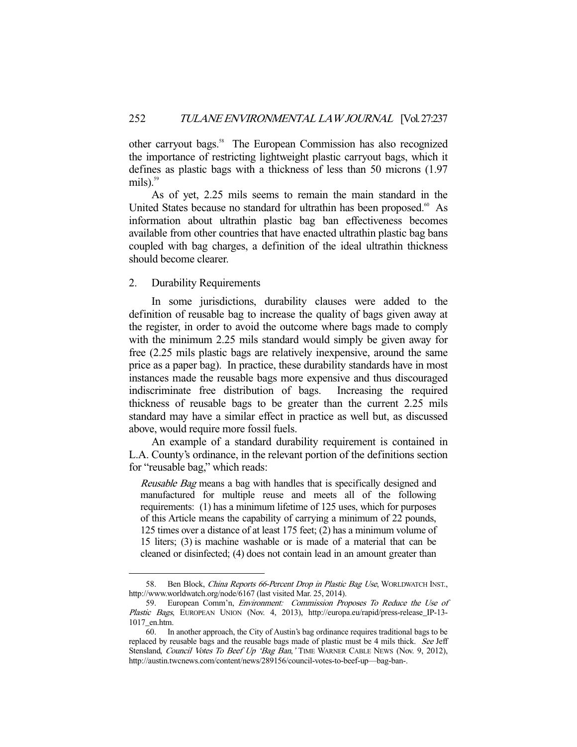other carryout bags.[58] The European Commission has also recognized the importance of restricting lightweight plastic carryout bags, which it defines as plastic bags with a thickness of less than 50 microns (1.97 mils).[59]

As of yet, 2.25 mils seems to remain the main standard in the United States because no standard for ultrathin has been proposed.[60] As information about ultrathin plastic bag ban effectiveness becomes available from other countries that have enacted ultrathin plastic bag bans coupled with bag charges, a definition of the ideal ultrathin thickness should become clearer.

### 2. Durability Requirements

In some jurisdictions, durability clauses were added to the definition of reusable bag to increase the quality of bags given away at the register, in order to avoid the outcome where bags made to comply with the minimum 2.25 mils standard would simply be given away for free (2.25 mils plastic bags are relatively inexpensive, around the same price as a paper bag). In practice, these durability standards have in most instances made the reusable bags more expensive and thus discouraged indiscriminate free distribution of bags. Increasing the required thickness of reusable bags to be greater than the current 2.25 mils standard may have a similar effect in practice as well but, as discussed above, would require more fossil fuels.

An example of a standard durability requirement is contained in L.A. County's ordinance, in the relevant portion of the definitions section for "reusable bag," which reads:

> *Reusable Bag* means a bag with handles that is specifically designed and manufactured for multiple reuse and meets all of the following requirements: (1) has a minimum lifetime of 125 uses, which for purposes of this Article means the capability of carrying a minimum of 22 pounds, 125 times over a distance of at least 175 feet; (2) has a minimum volume of 15 liters; (3) is machine washable or is made of a material that can be cleaned or disinfected; (4) does not contain lead in an amount greater than

---

58. Ben Block, *China Reports 66-Percent Drop in Plastic Bag Use*, WORLDWATCH INST., http://www.worldwatch.org/node/6167 (last visited Mar. 25, 2014).

59. European Comm'n, *Environment: Commission Proposes To Reduce the Use of Plastic Bags*, EUROPEAN UNION (Nov. 4, 2013), http://europa.eu/rapid/press-release_IP-13-1017_en.htm.

60. In another approach, the City of Austin's bag ordinance requires traditional bags to be replaced by reusable bags and the reusable bags made of plastic must be 4 mils thick. *See* Jeff Stensland, *Council Votes To Beef Up 'Bag Ban,'* TIME WARNER CABLE NEWS (Nov. 9, 2012), http://austin.twcnews.com/content/news/289156/council-votes-to-beef-up—bag-ban-.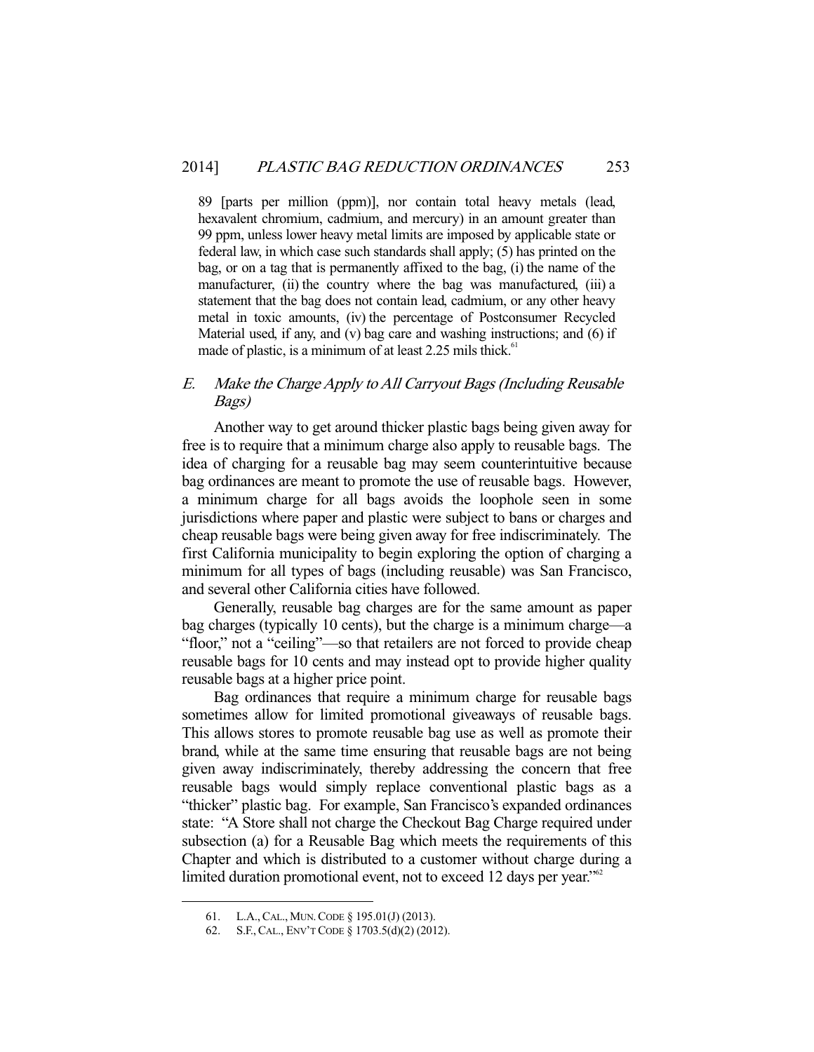89 [parts per million (ppm)], nor contain total heavy metals (lead, hexavalent chromium, cadmium, and mercury) in an amount greater than 99 ppm, unless lower heavy metal limits are imposed by applicable state or federal law, in which case such standards shall apply; (5) has printed on the bag, or on a tag that is permanently affixed to the bag, (i) the name of the manufacturer, (ii) the country where the bag was manufactured, (iii) a statement that the bag does not contain lead, cadmium, or any other heavy metal in toxic amounts, (iv) the percentage of Postconsumer Recycled Material used, if any, and (v) bag care and washing instructions; and (6) if made of plastic, is a minimum of at least 2.25 mils thick.[61]

### E. *Make the Charge Apply to All Carryout Bags (Including Reusable Bags)*

Another way to get around thicker plastic bags being given away for free is to require that a minimum charge also apply to reusable bags. The idea of charging for a reusable bag may seem counterintuitive because bag ordinances are meant to promote the use of reusable bags. However, a minimum charge for all bags avoids the loophole seen in some jurisdictions where paper and plastic were subject to bans or charges and cheap reusable bags were being given away for free indiscriminately. The first California municipality to begin exploring the option of charging a minimum for all types of bags (including reusable) was San Francisco, and several other California cities have followed.

Generally, reusable bag charges are for the same amount as paper bag charges (typically 10 cents), but the charge is a minimum charge—a "floor," not a "ceiling"—so that retailers are not forced to provide cheap reusable bags for 10 cents and may instead opt to provide higher quality reusable bags at a higher price point.

Bag ordinances that require a minimum charge for reusable bags sometimes allow for limited promotional giveaways of reusable bags. This allows stores to promote reusable bag use as well as promote their brand, while at the same time ensuring that reusable bags are not being given away indiscriminately, thereby addressing the concern that free reusable bags would simply replace conventional plastic bags as a "thicker" plastic bag. For example, San Francisco's expanded ordinances state: "A Store shall not charge the Checkout Bag Charge required under subsection (a) for a Reusable Bag which meets the requirements of this Chapter and which is distributed to a customer without charge during a limited duration promotional event, not to exceed 12 days per year."[62]

---

61. L.A., CAL., MUN. CODE § 195.01(J) (2013).

62. S.F., CAL., ENV'T CODE § 1703.5(d)(2) (2012).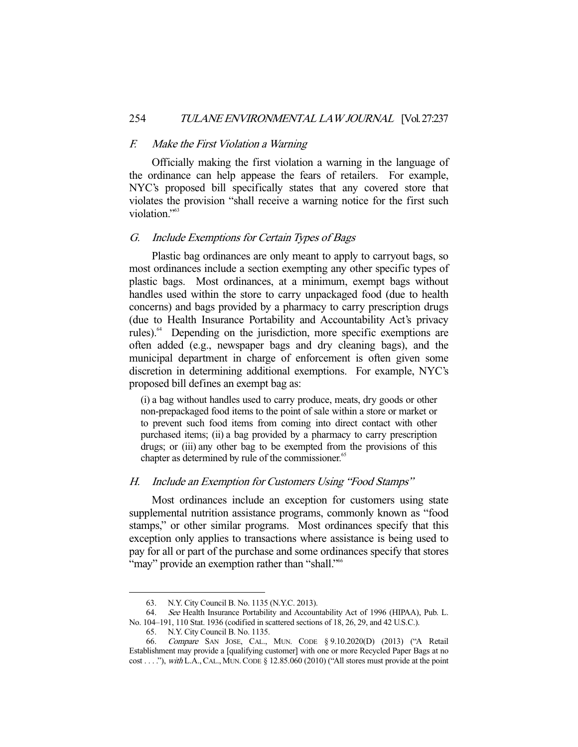### *F. Make the First Violation a Warning*

Officially making the first violation a warning in the language of the ordinance can help appease the fears of retailers. For example, NYC's proposed bill specifically states that any covered store that violates the provision "shall receive a warning notice for the first such violation."[63]

### *G. Include Exemptions for Certain Types of Bags*

Plastic bag ordinances are only meant to apply to carryout bags, so most ordinances include a section exempting any other specific types of plastic bags. Most ordinances, at a minimum, exempt bags without handles used within the store to carry unpackaged food (due to health concerns) and bags provided by a pharmacy to carry prescription drugs (due to Health Insurance Portability and Accountability Act's privacy rules).[64] Depending on the jurisdiction, more specific exemptions are often added (e.g., newspaper bags and dry cleaning bags), and the municipal department in charge of enforcement is often given some discretion in determining additional exemptions. For example, NYC's proposed bill defines an exempt bag as:

> (i) a bag without handles used to carry produce, meats, dry goods or other non-prepackaged food items to the point of sale within a store or market or to prevent such food items from coming into direct contact with other purchased items; (ii) a bag provided by a pharmacy to carry prescription drugs; or (iii) any other bag to be exempted from the provisions of this chapter as determined by rule of the commissioner.[65]

### *H. Include an Exemption for Customers Using "Food Stamps"*

Most ordinances include an exception for customers using state supplemental nutrition assistance programs, commonly known as "food stamps," or other similar programs. Most ordinances specify that this exception only applies to transactions where assistance is being used to pay for all or part of the purchase and some ordinances specify that stores "may" provide an exemption rather than "shall."[66]

---

63. N.Y. City Council B. No. 1135 (N.Y.C. 2013).

64. *See* Health Insurance Portability and Accountability Act of 1996 (HIPAA), Pub. L. No. 104–191, 110 Stat. 1936 (codified in scattered sections of 18, 26, 29, and 42 U.S.C.).

65. N.Y. City Council B. No. 1135.

66. *Compare* SAN JOSE, CAL., MUN. CODE § 9.10.2020(D) (2013) ("A Retail Establishment may provide a [qualifying customer] with one or more Recycled Paper Bags at no cost . . . ."), *with* L.A., CAL., MUN. CODE § 12.85.060 (2010) ("All stores must provide at the point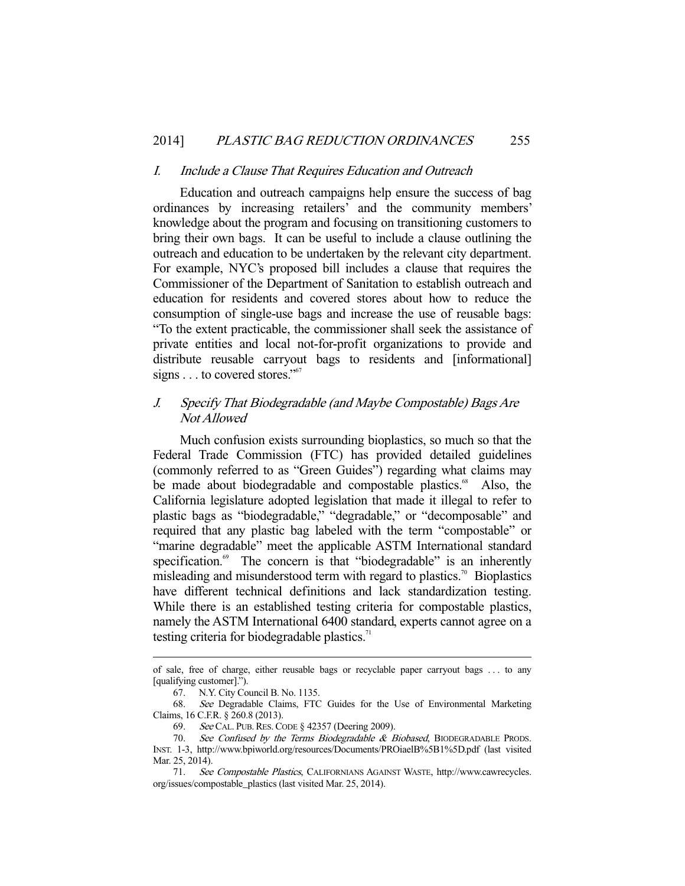### I. *Include a Clause That Requires Education and Outreach*

Education and outreach campaigns help ensure the success of bag ordinances by increasing retailers' and the community members' knowledge about the program and focusing on transitioning customers to bring their own bags. It can be useful to include a clause outlining the outreach and education to be undertaken by the relevant city department. For example, NYC's proposed bill includes a clause that requires the Commissioner of the Department of Sanitation to establish outreach and education for residents and covered stores about how to reduce the consumption of single-use bags and increase the use of reusable bags: "To the extent practicable, the commissioner shall seek the assistance of private entities and local not-for-profit organizations to provide and distribute reusable carryout bags to residents and [informational] signs . . . to covered stores."[67]

### J. *Specify That Biodegradable (and Maybe Compostable) Bags Are Not Allowed*

Much confusion exists surrounding bioplastics, so much so that the Federal Trade Commission (FTC) has provided detailed guidelines (commonly referred to as "Green Guides") regarding what claims may be made about biodegradable and compostable plastics.[68] Also, the California legislature adopted legislation that made it illegal to refer to plastic bags as "biodegradable," "degradable," or "decomposable" and required that any plastic bag labeled with the term "compostable" or "marine degradable" meet the applicable ASTM International standard specification.[69] The concern is that "biodegradable" is an inherently misleading and misunderstood term with regard to plastics.[70] Bioplastics have different technical definitions and lack standardization testing. While there is an established testing criteria for compostable plastics, namely the ASTM International 6400 standard, experts cannot agree on a testing criteria for biodegradable plastics.[71]

---

of sale, free of charge, either reusable bags or recyclable paper carryout bags . . . to any [qualifying customer].").

67. N.Y. City Council B. No. 1135.

68. *See* Degradable Claims, FTC Guides for the Use of Environmental Marketing Claims, 16 C.F.R. § 260.8 (2013).

69. *See* CAL. PUB. RES. CODE § 42357 (Deering 2009).

70. *See Confused by the Terms Biodegradable & Biobased*, BIODEGRADABLE PRODS. INST. 1-3, http://www.bpiworld.org/resources/Documents/PROiaelB%5B1%5D.pdf (last visited Mar. 25, 2014).

71. *See Compostable Plastics*, CALIFORNIANS AGAINST WASTE, http://www.cawrecycles.org/issues/compostable_plastics (last visited Mar. 25, 2014).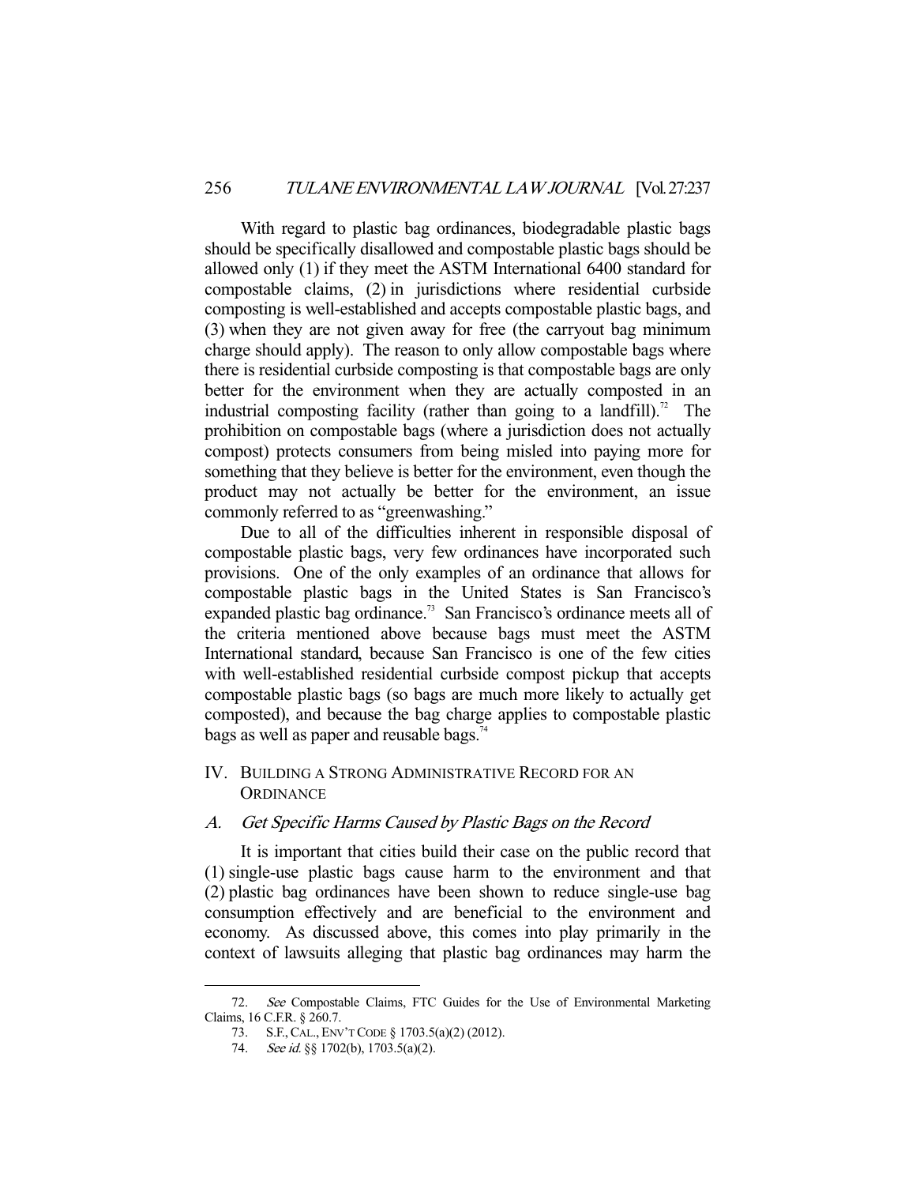With regard to plastic bag ordinances, biodegradable plastic bags should be specifically disallowed and compostable plastic bags should be allowed only (1) if they meet the ASTM International 6400 standard for compostable claims, (2) in jurisdictions where residential curbside composting is well-established and accepts compostable plastic bags, and (3) when they are not given away for free (the carryout bag minimum charge should apply). The reason to only allow compostable bags where there is residential curbside composting is that compostable bags are only better for the environment when they are actually composted in an industrial composting facility (rather than going to a landfill).[72] The prohibition on compostable bags (where a jurisdiction does not actually compost) protects consumers from being misled into paying more for something that they believe is better for the environment, even though the product may not actually be better for the environment, an issue commonly referred to as "greenwashing."

Due to all of the difficulties inherent in responsible disposal of compostable plastic bags, very few ordinances have incorporated such provisions. One of the only examples of an ordinance that allows for compostable plastic bags in the United States is San Francisco's expanded plastic bag ordinance.[73] San Francisco's ordinance meets all of the criteria mentioned above because bags must meet the ASTM International standard, because San Francisco is one of the few cities with well-established residential curbside compost pickup that accepts compostable plastic bags (so bags are much more likely to actually get composted), and because the bag charge applies to compostable plastic bags as well as paper and reusable bags.[74]

## IV. Building a Strong Administrative Record for an Ordinance

### A. *Get Specific Harms Caused by Plastic Bags on the Record*

It is important that cities build their case on the public record that (1) single-use plastic bags cause harm to the environment and that (2) plastic bag ordinances have been shown to reduce single-use bag consumption effectively and are beneficial to the environment and economy. As discussed above, this comes into play primarily in the context of lawsuits alleging that plastic bag ordinances may harm the

---

72. *See* Compostable Claims, FTC Guides for the Use of Environmental Marketing Claims, 16 C.F.R. § 260.7.

73. S.F., CAL., ENV'T CODE § 1703.5(a)(2) (2012).

74. *See id.* §§ 1702(b), 1703.5(a)(2).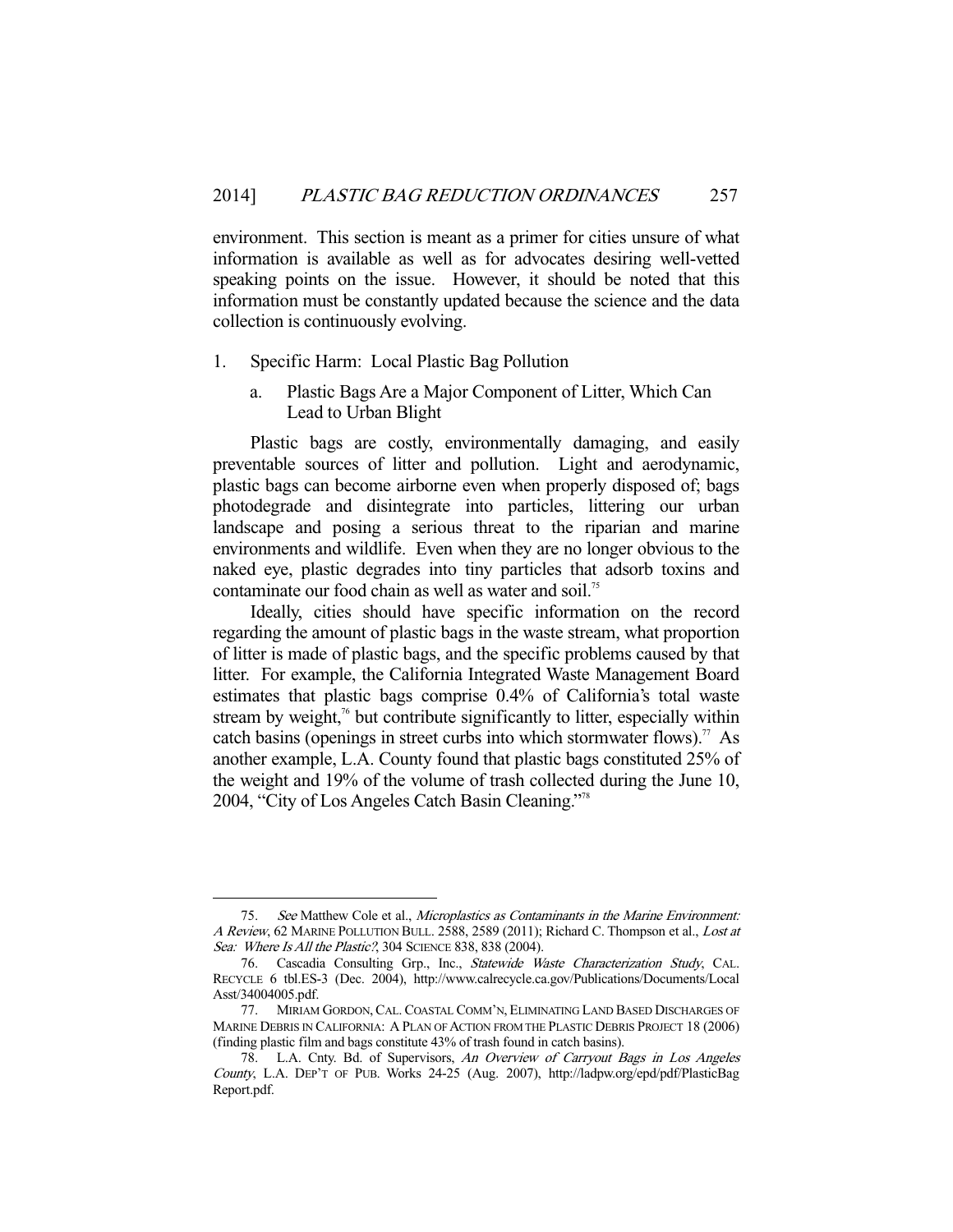environment. This section is meant as a primer for cities unsure of what information is available as well as for advocates desiring well-vetted speaking points on the issue. However, it should be noted that this information must be constantly updated because the science and the data collection is continuously evolving.

1. Specific Harm: Local Plastic Bag Pollution

   a. Plastic Bags Are a Major Component of Litter, Which Can Lead to Urban Blight

Plastic bags are costly, environmentally damaging, and easily preventable sources of litter and pollution. Light and aerodynamic, plastic bags can become airborne even when properly disposed of; bags photodegrade and disintegrate into particles, littering our urban landscape and posing a serious threat to the riparian and marine environments and wildlife. Even when they are no longer obvious to the naked eye, plastic degrades into tiny particles that adsorb toxins and contaminate our food chain as well as water and soil.[75]

Ideally, cities should have specific information on the record regarding the amount of plastic bags in the waste stream, what proportion of litter is made of plastic bags, and the specific problems caused by that litter. For example, the California Integrated Waste Management Board estimates that plastic bags comprise 0.4% of California's total waste stream by weight,[76] but contribute significantly to litter, especially within catch basins (openings in street curbs into which stormwater flows).[77] As another example, L.A. County found that plastic bags constituted 25% of the weight and 19% of the volume of trash collected during the June 10, 2004, "City of Los Angeles Catch Basin Cleaning."[78]

---

75. *See* Matthew Cole et al., *Microplastics as Contaminants in the Marine Environment: A Review*, 62 MARINE POLLUTION BULL. 2588, 2589 (2011); Richard C. Thompson et al., *Lost at Sea: Where Is All the Plastic?*, 304 SCIENCE 838, 838 (2004).

76. Cascadia Consulting Grp., Inc., *Statewide Waste Characterization Study*, CAL. RECYCLE 6 tbl.ES-3 (Dec. 2004), http://www.calrecycle.ca.gov/Publications/Documents/LocalAsst/34004005.pdf.

77. MIRIAM GORDON, CAL. COASTAL COMM'N, ELIMINATING LAND BASED DISCHARGES OF MARINE DEBRIS IN CALIFORNIA: A PLAN OF ACTION FROM THE PLASTIC DEBRIS PROJECT 18 (2006) (finding plastic film and bags constitute 43% of trash found in catch basins).

78. L.A. Cnty. Bd. of Supervisors, *An Overview of Carryout Bags in Los Angeles County*, L.A. DEP'T OF PUB. Works 24-25 (Aug. 2007), http://ladpw.org/epd/pdf/PlasticBagReport.pdf.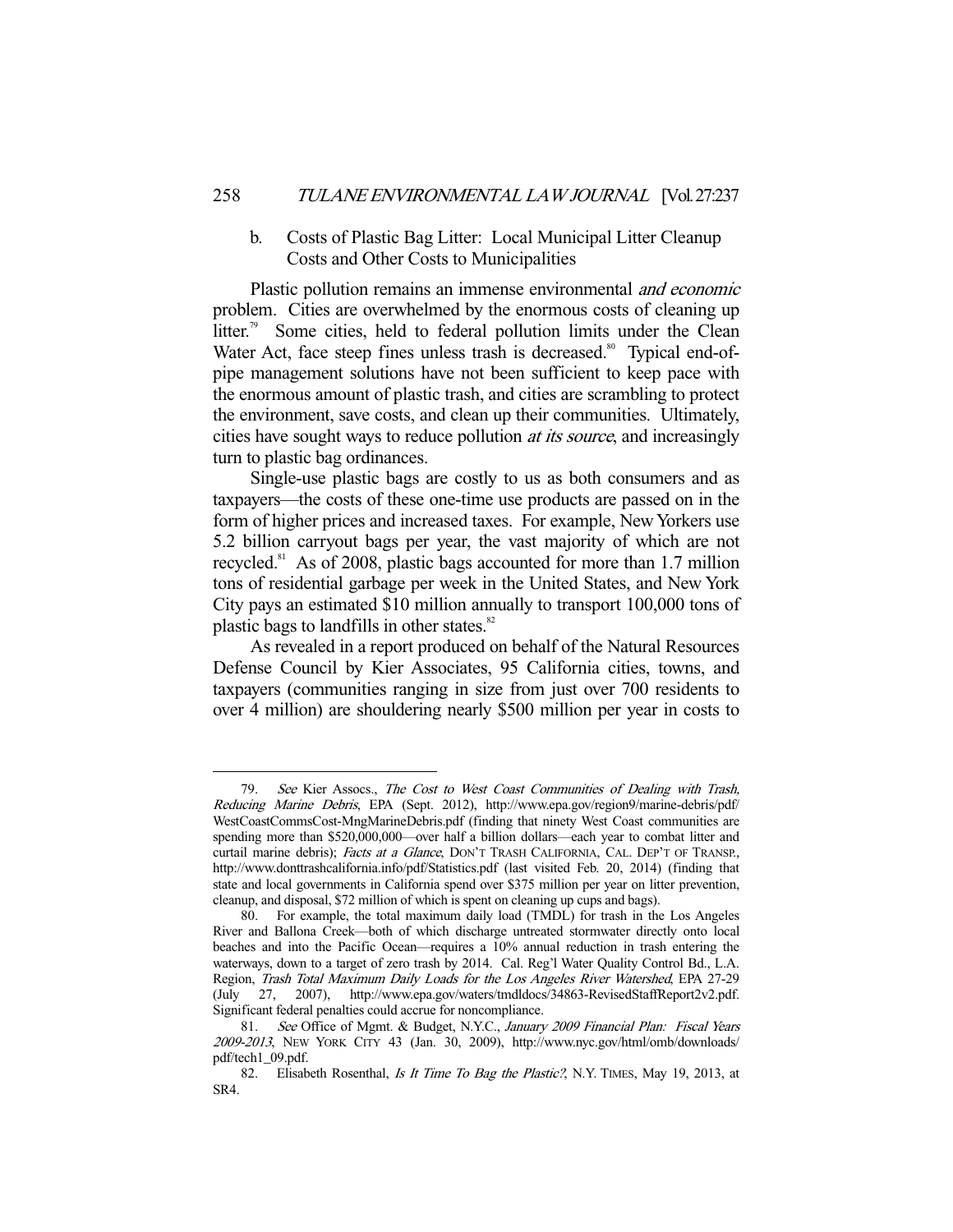### b. Costs of Plastic Bag Litter: Local Municipal Litter Cleanup Costs and Other Costs to Municipalities

Plastic pollution remains an immense environmental *and economic* problem. Cities are overwhelmed by the enormous costs of cleaning up litter.[79] Some cities, held to federal pollution limits under the Clean Water Act, face steep fines unless trash is decreased.[80] Typical end-of-pipe management solutions have not been sufficient to keep pace with the enormous amount of plastic trash, and cities are scrambling to protect the environment, save costs, and clean up their communities. Ultimately, cities have sought ways to reduce pollution *at its source*, and increasingly turn to plastic bag ordinances.

Single-use plastic bags are costly to us as both consumers and as taxpayers—the costs of these one-time use products are passed on in the form of higher prices and increased taxes. For example, New Yorkers use 5.2 billion carryout bags per year, the vast majority of which are not recycled.[81] As of 2008, plastic bags accounted for more than 1.7 million tons of residential garbage per week in the United States, and New York City pays an estimated $10 million annually to transport 100,000 tons of plastic bags to landfills in other states.[82]

As revealed in a report produced on behalf of the Natural Resources Defense Council by Kier Associates, 95 California cities, towns, and taxpayers (communities ranging in size from just over 700 residents to over 4 million) are shouldering nearly $500 million per year in costs to

---

79. *See* Kier Assocs., *The Cost to West Coast Communities of Dealing with Trash, Reducing Marine Debris*, EPA (Sept. 2012), http://www.epa.gov/region9/marine-debris/pdf/WestCoastCommsCost-MngMarineDebris.pdf (finding that ninety West Coast communities are spending more than $520,000,000—over half a billion dollars—each year to combat litter and curtail marine debris); *Facts at a Glance*, DON'T TRASH CALIFORNIA, CAL. DEP'T OF TRANSP., http://www.donttrashcalifornia.info/pdf/Statistics.pdf (last visited Feb. 20, 2014) (finding that state and local governments in California spend over $375 million per year on litter prevention, cleanup, and disposal, $72 million of which is spent on cleaning up cups and bags).

80. For example, the total maximum daily load (TMDL) for trash in the Los Angeles River and Ballona Creek—both of which discharge untreated stormwater directly onto local beaches and into the Pacific Ocean—requires a 10% annual reduction in trash entering the waterways, down to a target of zero trash by 2014. Cal. Reg'l Water Quality Control Bd., L.A. Region, *Trash Total Maximum Daily Loads for the Los Angeles River Watershed*, EPA 27-29 (July 27, 2007), http://www.epa.gov/waters/tmdldocs/34863-RevisedStaffReport2v2.pdf. Significant federal penalties could accrue for noncompliance.

81. *See* Office of Mgmt. & Budget, N.Y.C., *January 2009 Financial Plan: Fiscal Years 2009-2013*, NEW YORK CITY 43 (Jan. 30, 2009), http://www.nyc.gov/html/omb/downloads/pdf/tech1_09.pdf.

82. Elisabeth Rosenthal, *Is It Time To Bag the Plastic?*, N.Y. TIMES, May 19, 2013, at SR4.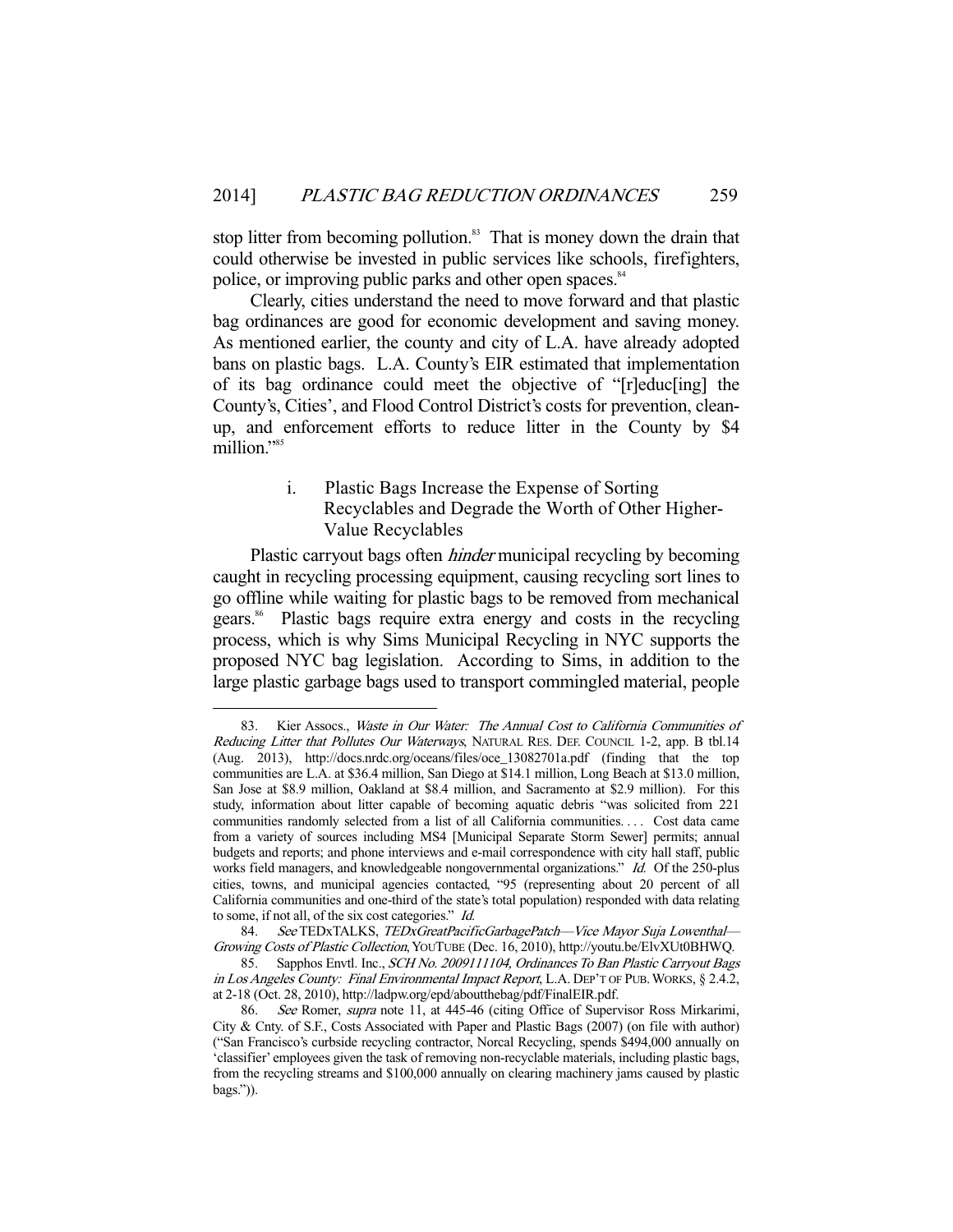stop litter from becoming pollution.[83] That is money down the drain that could otherwise be invested in public services like schools, firefighters, police, or improving public parks and other open spaces.[84]

Clearly, cities understand the need to move forward and that plastic bag ordinances are good for economic development and saving money. As mentioned earlier, the county and city of L.A. have already adopted bans on plastic bags. L.A. County's EIR estimated that implementation of its bag ordinance could meet the objective of "[r]educ[ing] the County's, Cities', and Flood Control District's costs for prevention, clean-up, and enforcement efforts to reduce litter in the County by $4 million."[85]

#### i. Plastic Bags Increase the Expense of Sorting Recyclables and Degrade the Worth of Other Higher-Value Recyclables

Plastic carryout bags often *hinder* municipal recycling by becoming caught in recycling processing equipment, causing recycling sort lines to go offline while waiting for plastic bags to be removed from mechanical gears.[86] Plastic bags require extra energy and costs in the recycling process, which is why Sims Municipal Recycling in NYC supports the proposed NYC bag legislation. According to Sims, in addition to the large plastic garbage bags used to transport commingled material, people

---

83. Kier Assocs., *Waste in Our Water: The Annual Cost to California Communities of Reducing Litter that Pollutes Our Waterways*, NATURAL RES. DEF. COUNCIL 1-2, app. B tbl.14 (Aug. 2013), http://docs.nrdc.org/oceans/files/oce_13082701a.pdf (finding that the top communities are L.A. at $36.4 million, San Diego at $14.1 million, Long Beach at $13.0 million, San Jose at $8.9 million, Oakland at $8.4 million, and Sacramento at $2.9 million). For this study, information about litter capable of becoming aquatic debris "was solicited from 221 communities randomly selected from a list of all California communities. . . . Cost data came from a variety of sources including MS4 [Municipal Separate Storm Sewer] permits; annual budgets and reports; and phone interviews and e-mail correspondence with city hall staff, public works field managers, and knowledgeable nongovernmental organizations." *Id.* Of the 250-plus cities, towns, and municipal agencies contacted, "95 (representing about 20 percent of all California communities and one-third of the state's total population) responded with data relating to some, if not all, of the six cost categories." *Id.*

84. *See* TEDxTALKS, *TEDxGreatPacificGarbagePatch—Vice Mayor Suja Lowenthal—Growing Costs of Plastic Collection*, YOUTUBE (Dec. 16, 2010), http://youtu.be/ElvXUt0BHWQ.

85. Sapphos Envtl. Inc., *SCH No. 2009111104, Ordinances To Ban Plastic Carryout Bags in Los Angeles County: Final Environmental Impact Report*, L.A. DEP'T OF PUB. WORKS, § 2.4.2, at 2-18 (Oct. 28, 2010), http://ladpw.org/epd/aboutthebag/pdf/FinalEIR.pdf.

86. *See* Romer, *supra* note 11, at 445-46 (citing Office of Supervisor Ross Mirkarimi, City & Cnty. of S.F., Costs Associated with Paper and Plastic Bags (2007) (on file with author) ("San Francisco's curbside recycling contractor, Norcal Recycling, spends $494,000 annually on 'classifier' employees given the task of removing non-recyclable materials, including plastic bags, from the recycling streams and $100,000 annually on clearing machinery jams caused by plastic bags.")).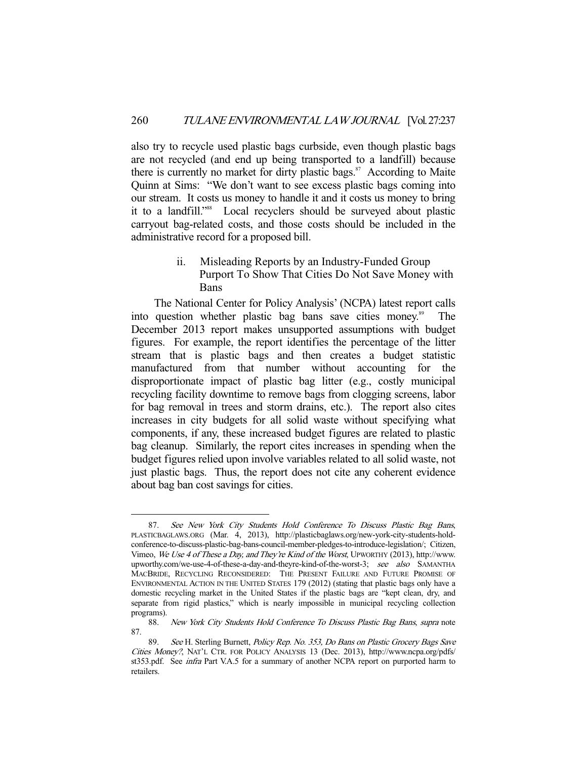also try to recycle used plastic bags curbside, even though plastic bags are not recycled (and end up being transported to a landfill) because there is currently no market for dirty plastic bags.[87] According to Maite Quinn at Sims: "We don't want to see excess plastic bags coming into our stream. It costs us money to handle it and it costs us money to bring it to a landfill."[88] Local recyclers should be surveyed about plastic carryout bag-related costs, and those costs should be included in the administrative record for a proposed bill.

#### ii. Misleading Reports by an Industry-Funded Group Purport To Show That Cities Do Not Save Money with Bans

The National Center for Policy Analysis' (NCPA) latest report calls into question whether plastic bag bans save cities money.[89] The December 2013 report makes unsupported assumptions with budget figures. For example, the report identifies the percentage of the litter stream that is plastic bags and then creates a budget statistic manufactured from that number without accounting for the disproportionate impact of plastic bag litter (e.g., costly municipal recycling facility downtime to remove bags from clogging screens, labor for bag removal in trees and storm drains, etc.). The report also cites increases in city budgets for all solid waste without specifying what components, if any, these increased budget figures are related to plastic bag cleanup. Similarly, the report cites increases in spending when the budget figures relied upon involve variables related to all solid waste, not just plastic bags. Thus, the report does not cite any coherent evidence about bag ban cost savings for cities.

---

87. *See New York City Students Hold Conference To Discuss Plastic Bag Bans*, PLASTICBAGLAWS.ORG (Mar. 4, 2013), http://plasticbaglaws.org/new-york-city-students-hold-conference-to-discuss-plastic-bag-bans-council-member-pledges-to-introduce-legislation/; Citizen, Vimeo, *We Use 4 of These a Day, and They're Kind of the Worst*, UPWORTHY (2013), http://www.upworthy.com/we-use-4-of-these-a-day-and-theyre-kind-of-the-worst-3; *see also* SAMANTHA MACBRIDE, RECYCLING RECONSIDERED: THE PRESENT FAILURE AND FUTURE PROMISE OF ENVIRONMENTAL ACTION IN THE UNITED STATES 179 (2012) (stating that plastic bags only have a domestic recycling market in the United States if the plastic bags are "kept clean, dry, and separate from rigid plastics," which is nearly impossible in municipal recycling collection programs).

88. *New York City Students Hold Conference To Discuss Plastic Bag Bans*, *supra* note 87.

89. *See* H. Sterling Burnett, *Policy Rep. No. 353, Do Bans on Plastic Grocery Bags Save Cities Money?*, NAT'L CTR. FOR POLICY ANALYSIS 13 (Dec. 2013), http://www.ncpa.org/pdfs/st353.pdf. See *infra* Part V.A.5 for a summary of another NCPA report on purported harm to retailers.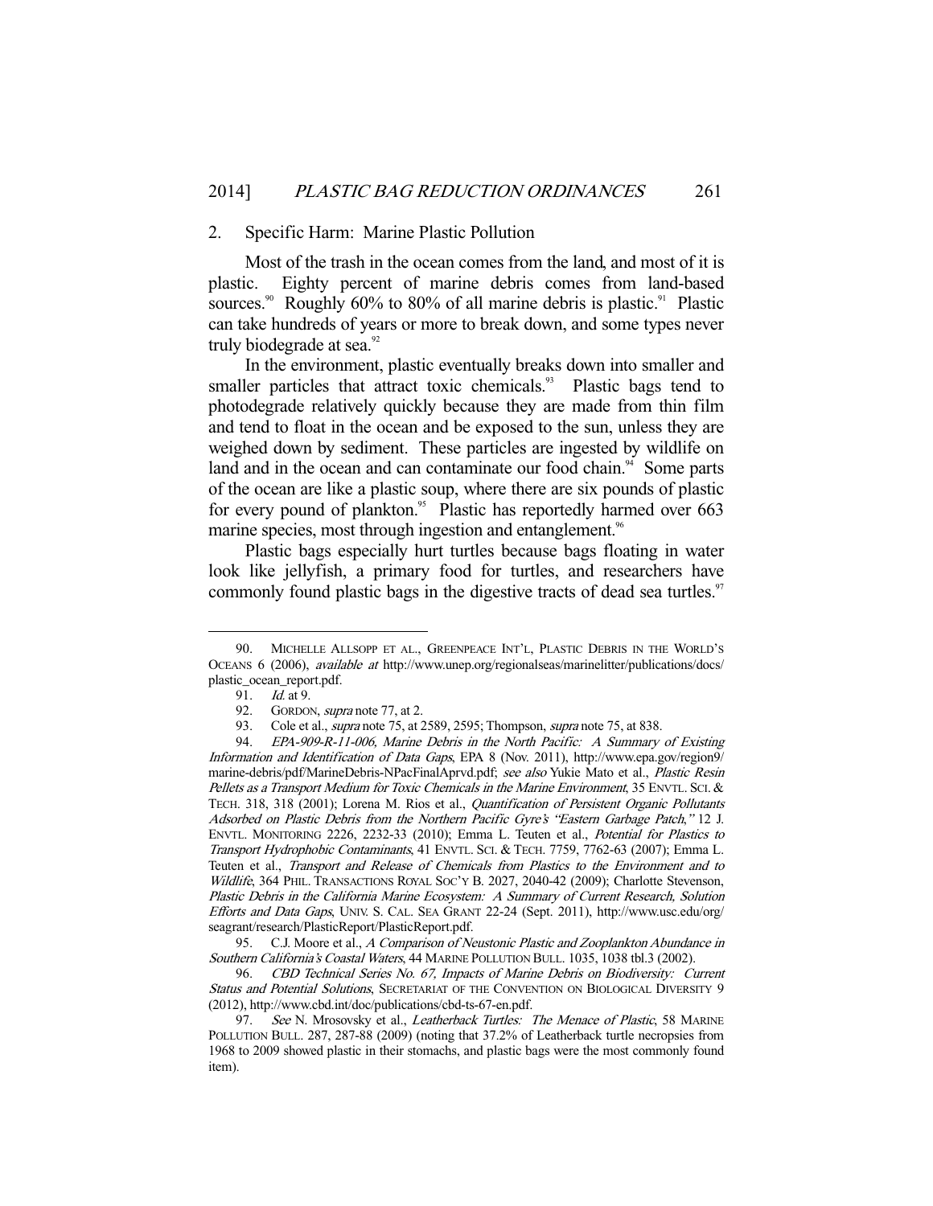### 2. Specific Harm: Marine Plastic Pollution

Most of the trash in the ocean comes from the land, and most of it is plastic. Eighty percent of marine debris comes from land-based sources.[90] Roughly 60% to 80% of all marine debris is plastic.[91] Plastic can take hundreds of years or more to break down, and some types never truly biodegrade at sea.[92]

In the environment, plastic eventually breaks down into smaller and smaller particles that attract toxic chemicals.[93] Plastic bags tend to photodegrade relatively quickly because they are made from thin film and tend to float in the ocean and be exposed to the sun, unless they are weighed down by sediment. These particles are ingested by wildlife on land and in the ocean and can contaminate our food chain.[94] Some parts of the ocean are like a plastic soup, where there are six pounds of plastic for every pound of plankton.[95] Plastic has reportedly harmed over 663 marine species, most through ingestion and entanglement.[96]

Plastic bags especially hurt turtles because bags floating in water look like jellyfish, a primary food for turtles, and researchers have commonly found plastic bags in the digestive tracts of dead sea turtles.[97]

---

90. MICHELLE ALLSOPP ET AL., GREENPEACE INT'L, PLASTIC DEBRIS IN THE WORLD'S OCEANS 6 (2006), *available at* http://www.unep.org/regionalseas/marinelitter/publications/docs/plastic_ocean_report.pdf.

91. *Id.* at 9.

92. GORDON, *supra* note 77, at 2.

93. Cole et al., *supra* note 75, at 2589, 2595; Thompson, *supra* note 75, at 838.

94. *EPA-909-R-11-006, Marine Debris in the North Pacific: A Summary of Existing Information and Identification of Data Gaps*, EPA 8 (Nov. 2011), http://www.epa.gov/region9/marine-debris/pdf/MarineDebris-NPacFinalAprvd.pdf; *see also* Yukie Mato et al., *Plastic Resin Pellets as a Transport Medium for Toxic Chemicals in the Marine Environment*, 35 ENVTL. SCI. & TECH. 318, 318 (2001); Lorena M. Rios et al., *Quantification of Persistent Organic Pollutants Adsorbed on Plastic Debris from the Northern Pacific Gyre's "Eastern Garbage Patch,"* 12 J. ENVTL. MONITORING 2226, 2232-33 (2010); Emma L. Teuten et al., *Potential for Plastics to Transport Hydrophobic Contaminants*, 41 ENVTL. SCI. & TECH. 7759, 7762-63 (2007); Emma L. Teuten et al., *Transport and Release of Chemicals from Plastics to the Environment and to Wildlife*, 364 PHIL. TRANSACTIONS ROYAL SOC'Y B. 2027, 2040-42 (2009); Charlotte Stevenson, *Plastic Debris in the California Marine Ecosystem: A Summary of Current Research, Solution Efforts and Data Gaps*, UNIV. S. CAL. SEA GRANT 22-24 (Sept. 2011), http://www.usc.edu/org/seagrant/research/PlasticReport/PlasticReport.pdf.

95. C.J. Moore et al., *A Comparison of Neustonic Plastic and Zooplankton Abundance in Southern California's Coastal Waters*, 44 MARINE POLLUTION BULL. 1035, 1038 tbl.3 (2002).

96. *CBD Technical Series No. 67, Impacts of Marine Debris on Biodiversity: Current Status and Potential Solutions*, SECRETARIAT OF THE CONVENTION ON BIOLOGICAL DIVERSITY 9 (2012), http://www.cbd.int/doc/publications/cbd-ts-67-en.pdf.

97. *See* N. Mrosovsky et al., *Leatherback Turtles: The Menace of Plastic*, 58 MARINE POLLUTION BULL. 287, 287-88 (2009) (noting that 37.2% of Leatherback turtle necropsies from 1968 to 2009 showed plastic in their stomachs, and plastic bags were the most commonly found item).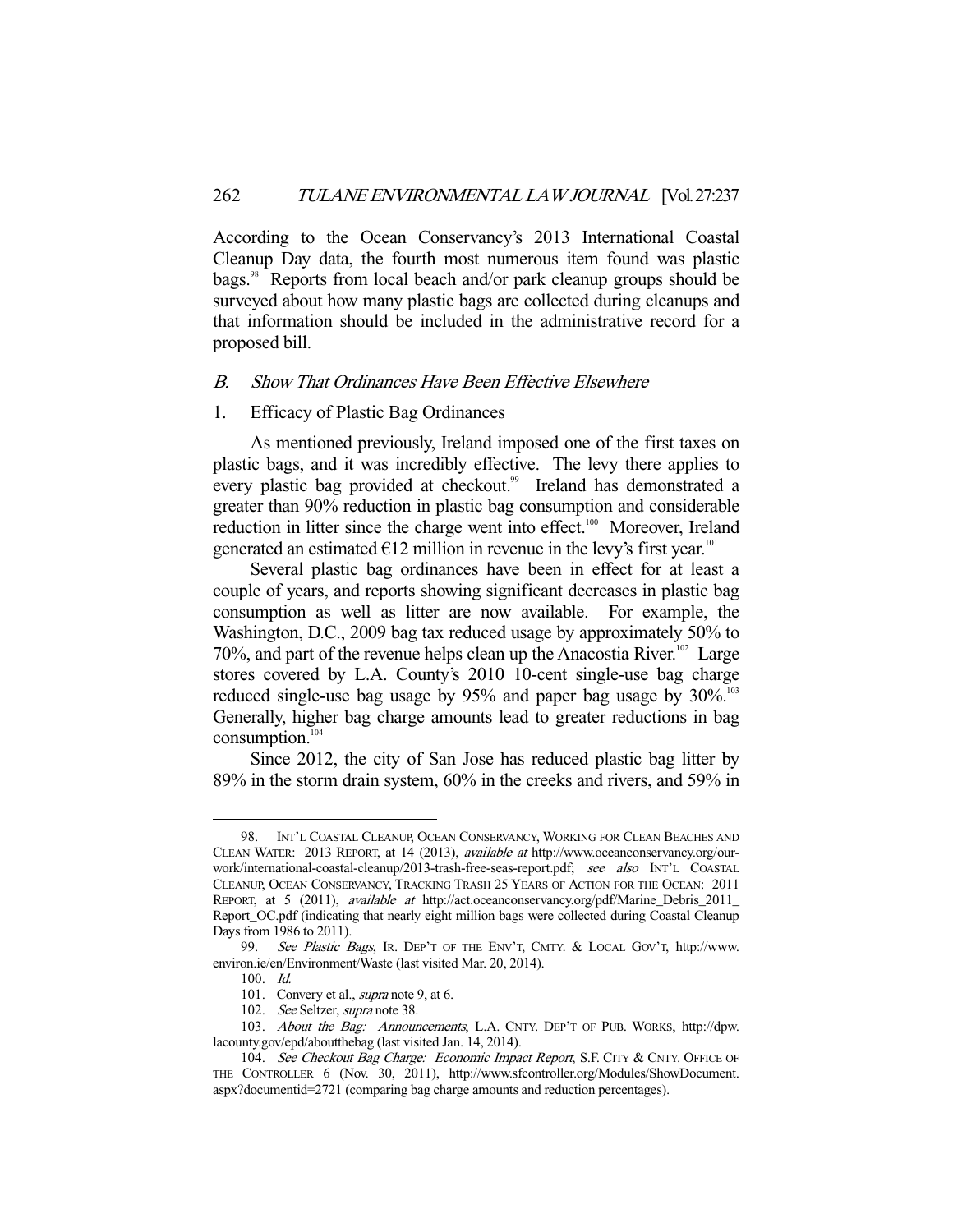According to the Ocean Conservancy's 2013 International Coastal Cleanup Day data, the fourth most numerous item found was plastic bags.[98] Reports from local beach and/or park cleanup groups should be surveyed about how many plastic bags are collected during cleanups and that information should be included in the administrative record for a proposed bill.

### *B. Show That Ordinances Have Been Effective Elsewhere*

#### 1. Efficacy of Plastic Bag Ordinances

As mentioned previously, Ireland imposed one of the first taxes on plastic bags, and it was incredibly effective. The levy there applies to every plastic bag provided at checkout.[99] Ireland has demonstrated a greater than 90% reduction in plastic bag consumption and considerable reduction in litter since the charge went into effect.[100] Moreover, Ireland generated an estimated €12 million in revenue in the levy's first year.[101]

Several plastic bag ordinances have been in effect for at least a couple of years, and reports showing significant decreases in plastic bag consumption as well as litter are now available. For example, the Washington, D.C., 2009 bag tax reduced usage by approximately 50% to 70%, and part of the revenue helps clean up the Anacostia River.[102] Large stores covered by L.A. County's 2010 10-cent single-use bag charge reduced single-use bag usage by 95% and paper bag usage by 30%.[103] Generally, higher bag charge amounts lead to greater reductions in bag consumption.[104]

Since 2012, the city of San Jose has reduced plastic bag litter by 89% in the storm drain system, 60% in the creeks and rivers, and 59% in

---

98. INT'L COASTAL CLEANUP, OCEAN CONSERVANCY, WORKING FOR CLEAN BEACHES AND CLEAN WATER: 2013 REPORT, at 14 (2013), *available at* http://www.oceanconservancy.org/our-work/international-coastal-cleanup/2013-trash-free-seas-report.pdf; *see also* INT'L COASTAL CLEANUP, OCEAN CONSERVANCY, TRACKING TRASH 25 YEARS OF ACTION FOR THE OCEAN: 2011 REPORT, at 5 (2011), *available at* http://act.oceanconservancy.org/pdf/Marine_Debris_2011_Report_OC.pdf (indicating that nearly eight million bags were collected during Coastal Cleanup Days from 1986 to 2011).

99. *See Plastic Bags*, IR. DEP'T OF THE ENV'T, CMTY. & LOCAL GOV'T, http://www.environ.ie/en/Environment/Waste (last visited Mar. 20, 2014).

100. *Id.*

101. Convery et al., *supra* note 9, at 6.

102. *See* Seltzer, *supra* note 38.

103. *About the Bag: Announcements*, L.A. CNTY. DEP'T OF PUB. WORKS, http://dpw.lacounty.gov/epd/aboutthebag (last visited Jan. 14, 2014).

104. *See Checkout Bag Charge: Economic Impact Report*, S.F. CITY & CNTY. OFFICE OF THE CONTROLLER 6 (Nov. 30, 2011), http://www.sfcontroller.org/Modules/ShowDocument.aspx?documentid=2721 (comparing bag charge amounts and reduction percentages).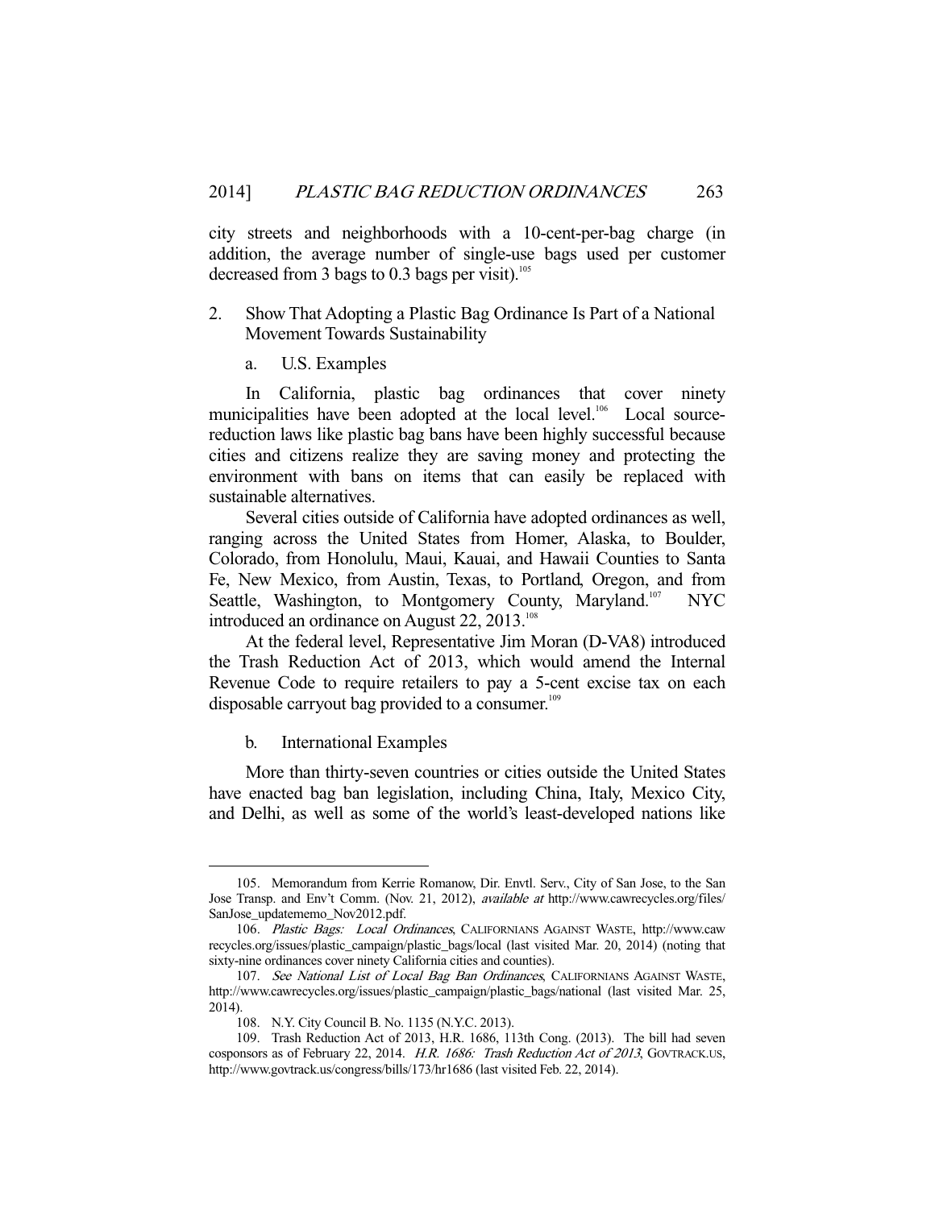city streets and neighborhoods with a 10-cent-per-bag charge (in addition, the average number of single-use bags used per customer decreased from 3 bags to 0.3 bags per visit).[105]

2. Show That Adopting a Plastic Bag Ordinance Is Part of a National Movement Towards Sustainability

a. U.S. Examples

In California, plastic bag ordinances that cover ninety municipalities have been adopted at the local level.[106] Local source-reduction laws like plastic bag bans have been highly successful because cities and citizens realize they are saving money and protecting the environment with bans on items that can easily be replaced with sustainable alternatives.

Several cities outside of California have adopted ordinances as well, ranging across the United States from Homer, Alaska, to Boulder, Colorado, from Honolulu, Maui, Kauai, and Hawaii Counties to Santa Fe, New Mexico, from Austin, Texas, to Portland, Oregon, and from Seattle, Washington, to Montgomery County, Maryland.[107] NYC introduced an ordinance on August 22, 2013.[108]

At the federal level, Representative Jim Moran (D-VA8) introduced the Trash Reduction Act of 2013, which would amend the Internal Revenue Code to require retailers to pay a 5-cent excise tax on each disposable carryout bag provided to a consumer.[109]

b. International Examples

More than thirty-seven countries or cities outside the United States have enacted bag ban legislation, including China, Italy, Mexico City, and Delhi, as well as some of the world's least-developed nations like

---

105. Memorandum from Kerrie Romanow, Dir. Envtl. Serv., City of San Jose, to the San Jose Transp. and Env't Comm. (Nov. 21, 2012), *available at* http://www.cawrecycles.org/files/SanJose_updatememo_Nov2012.pdf.

106. *Plastic Bags: Local Ordinances*, CALIFORNIANS AGAINST WASTE, http://www.cawrecycles.org/issues/plastic_campaign/plastic_bags/local (last visited Mar. 20, 2014) (noting that sixty-nine ordinances cover ninety California cities and counties).

107. *See National List of Local Bag Ban Ordinances*, CALIFORNIANS AGAINST WASTE, http://www.cawrecycles.org/issues/plastic_campaign/plastic_bags/national (last visited Mar. 25, 2014).

108. N.Y. City Council B. No. 1135 (N.Y.C. 2013).

109. Trash Reduction Act of 2013, H.R. 1686, 113th Cong. (2013). The bill had seven cosponsors as of February 22, 2014. *H.R. 1686: Trash Reduction Act of 2013*, GOVTRACK.US, http://www.govtrack.us/congress/bills/173/hr1686 (last visited Feb. 22, 2014).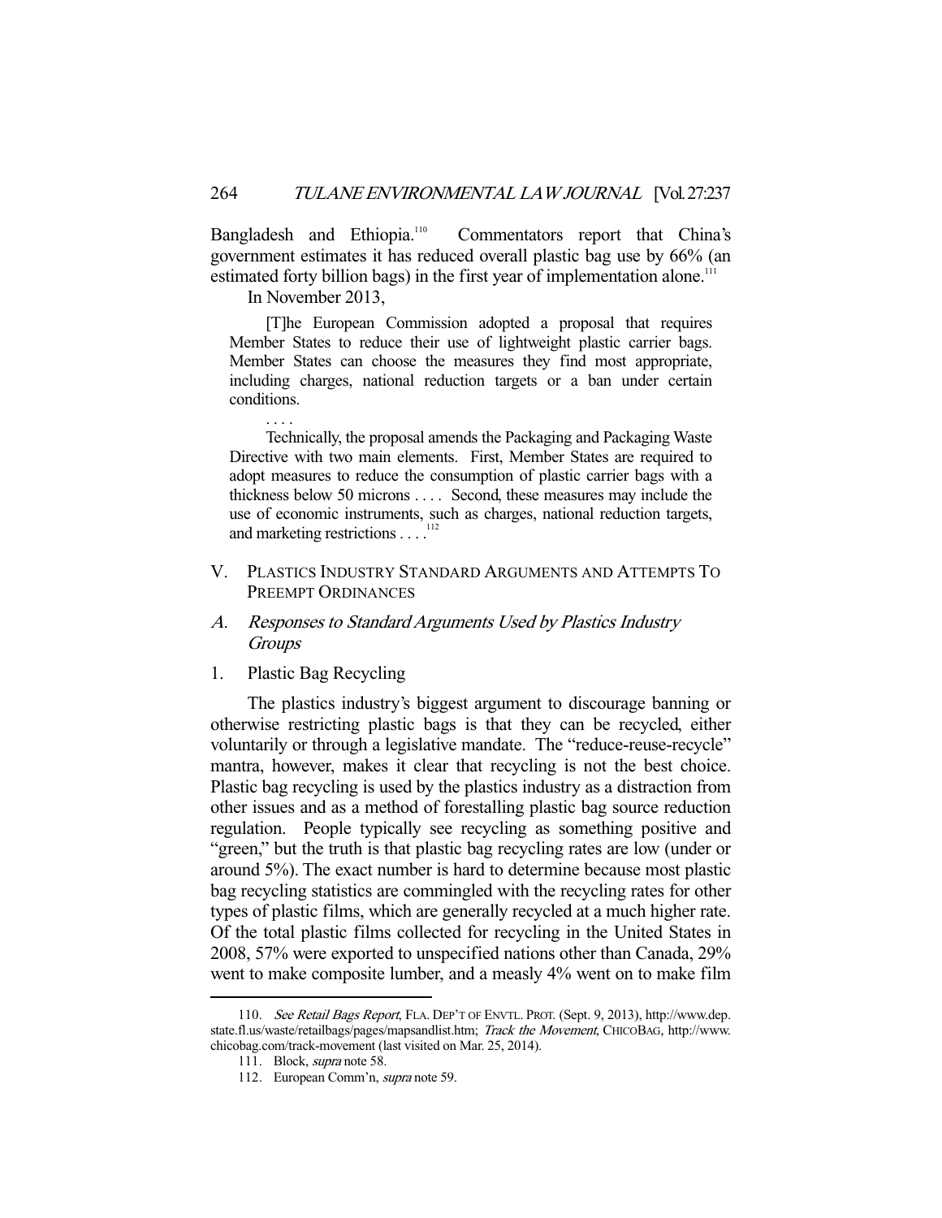Bangladesh and Ethiopia.[110] Commentators report that China's government estimates it has reduced overall plastic bag use by 66% (an estimated forty billion bags) in the first year of implementation alone.[111]

In November 2013,

> [T]he European Commission adopted a proposal that requires Member States to reduce their use of lightweight plastic carrier bags. Member States can choose the measures they find most appropriate, including charges, national reduction targets or a ban under certain conditions.
>
> . . . .
>
> Technically, the proposal amends the Packaging and Packaging Waste Directive with two main elements. First, Member States are required to adopt measures to reduce the consumption of plastic carrier bags with a thickness below 50 microns . . . . Second, these measures may include the use of economic instruments, such as charges, national reduction targets, and marketing restrictions . . . .[112]

## V. Plastics Industry Standard Arguments and Attempts To Preempt Ordinances

### A. *Responses to Standard Arguments Used by Plastics Industry Groups*

#### 1. Plastic Bag Recycling

The plastics industry's biggest argument to discourage banning or otherwise restricting plastic bags is that they can be recycled, either voluntarily or through a legislative mandate. The "reduce-reuse-recycle" mantra, however, makes it clear that recycling is not the best choice. Plastic bag recycling is used by the plastics industry as a distraction from other issues and as a method of forestalling plastic bag source reduction regulation. People typically see recycling as something positive and "green," but the truth is that plastic bag recycling rates are low (under or around 5%). The exact number is hard to determine because most plastic bag recycling statistics are commingled with the recycling rates for other types of plastic films, which are generally recycled at a much higher rate. Of the total plastic films collected for recycling in the United States in 2008, 57% were exported to unspecified nations other than Canada, 29% went to make composite lumber, and a measly 4% went on to make film

---

110. *See Retail Bags Report*, Fla. Dep't of Envtl. Prot. (Sept. 9, 2013), http://www.dep.state.fl.us/waste/retailbags/pages/mapsandlist.htm; *Track the Movement*, ChicoBag, http://www.chicobag.com/track-movement (last visited on Mar. 25, 2014).

111. Block, *supra* note 58.

112. European Comm'n, *supra* note 59.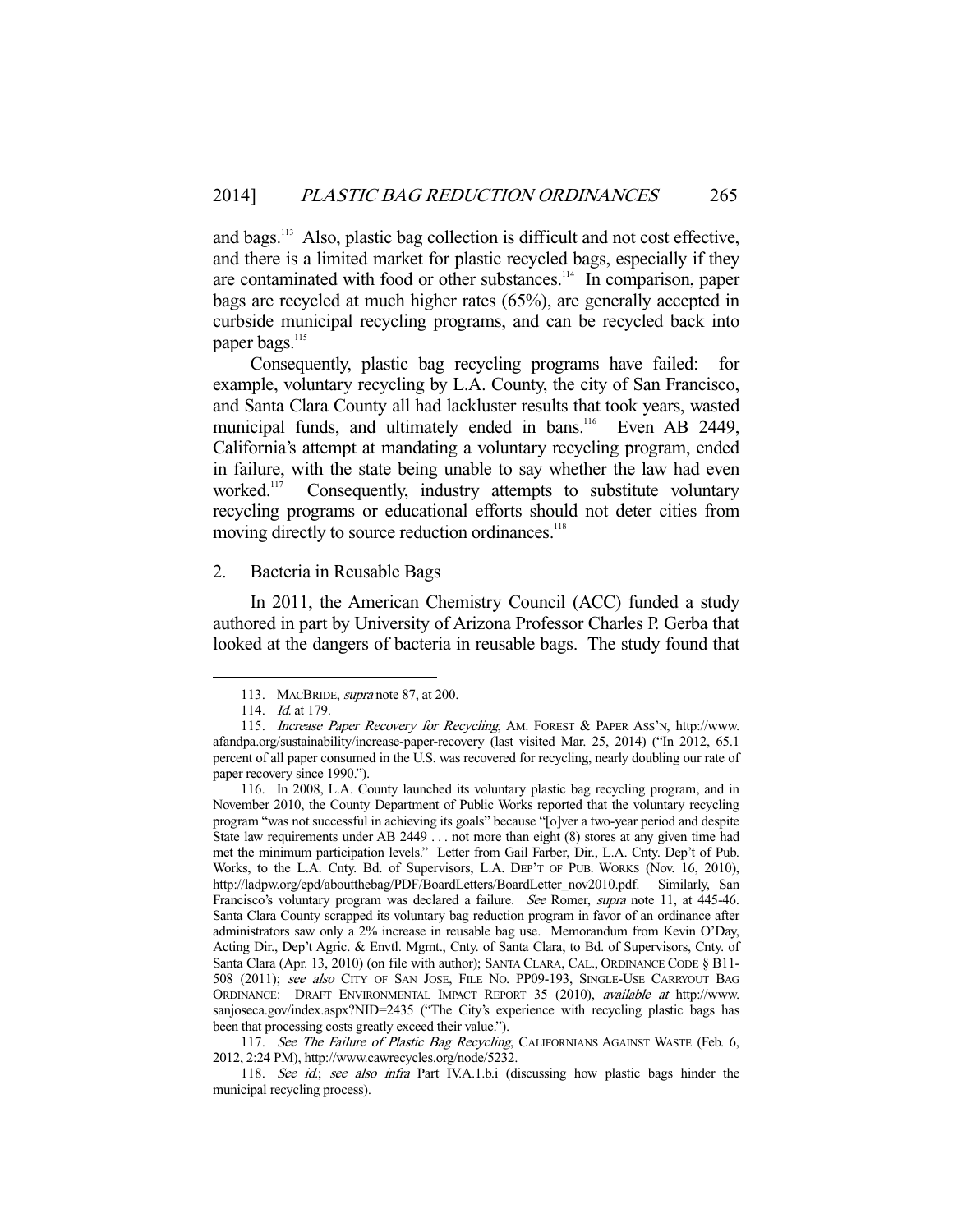and bags.[113] Also, plastic bag collection is difficult and not cost effective, and there is a limited market for plastic recycled bags, especially if they are contaminated with food or other substances.[114] In comparison, paper bags are recycled at much higher rates (65%), are generally accepted in curbside municipal recycling programs, and can be recycled back into paper bags.[115]

Consequently, plastic bag recycling programs have failed: for example, voluntary recycling by L.A. County, the city of San Francisco, and Santa Clara County all had lackluster results that took years, wasted municipal funds, and ultimately ended in bans.[116] Even AB 2449, California's attempt at mandating a voluntary recycling program, ended in failure, with the state being unable to say whether the law had even worked.[117] Consequently, industry attempts to substitute voluntary recycling programs or educational efforts should not deter cities from moving directly to source reduction ordinances.[118]

## 2. Bacteria in Reusable Bags

In 2011, the American Chemistry Council (ACC) funded a study authored in part by University of Arizona Professor Charles P. Gerba that looked at the dangers of bacteria in reusable bags. The study found that

---

113. MACBRIDE, *supra* note 87, at 200.

114. *Id.* at 179.

115. *Increase Paper Recovery for Recycling*, AM. FOREST & PAPER ASS'N, http://www.afandpa.org/sustainability/increase-paper-recovery (last visited Mar. 25, 2014) ("In 2012, 65.1 percent of all paper consumed in the U.S. was recovered for recycling, nearly doubling our rate of paper recovery since 1990.").

116. In 2008, L.A. County launched its voluntary plastic bag recycling program, and in November 2010, the County Department of Public Works reported that the voluntary recycling program "was not successful in achieving its goals" because "[o]ver a two-year period and despite State law requirements under AB 2449 . . . not more than eight (8) stores at any given time had met the minimum participation levels." Letter from Gail Farber, Dir., L.A. Cnty. Dep't of Pub. Works, to the L.A. Cnty. Bd. of Supervisors, L.A. DEP'T OF PUB. WORKS (Nov. 16, 2010), http://ladpw.org/epd/aboutthebag/PDF/BoardLetters/BoardLetter_nov2010.pdf. Similarly, San Francisco's voluntary program was declared a failure. *See* Romer, *supra* note 11, at 445-46. Santa Clara County scrapped its voluntary bag reduction program in favor of an ordinance after administrators saw only a 2% increase in reusable bag use. Memorandum from Kevin O'Day, Acting Dir., Dep't Agric. & Envtl. Mgmt., Cnty. of Santa Clara, to Bd. of Supervisors, Cnty. of Santa Clara (Apr. 13, 2010) (on file with author); SANTA CLARA, CAL., ORDINANCE CODE § B11-508 (2011); *see also* CITY OF SAN JOSE, FILE NO. PP09-193, SINGLE-USE CARRYOUT BAG ORDINANCE: DRAFT ENVIRONMENTAL IMPACT REPORT 35 (2010), *available at* http://www.sanjoseca.gov/index.aspx?NID=2435 ("The City's experience with recycling plastic bags has been that processing costs greatly exceed their value.").

117. *See The Failure of Plastic Bag Recycling*, CALIFORNIANS AGAINST WASTE (Feb. 6, 2012, 2:24 PM), http://www.cawrecycles.org/node/5232.

118. *See id.*; *see also infra* Part IV.A.1.b.i (discussing how plastic bags hinder the municipal recycling process).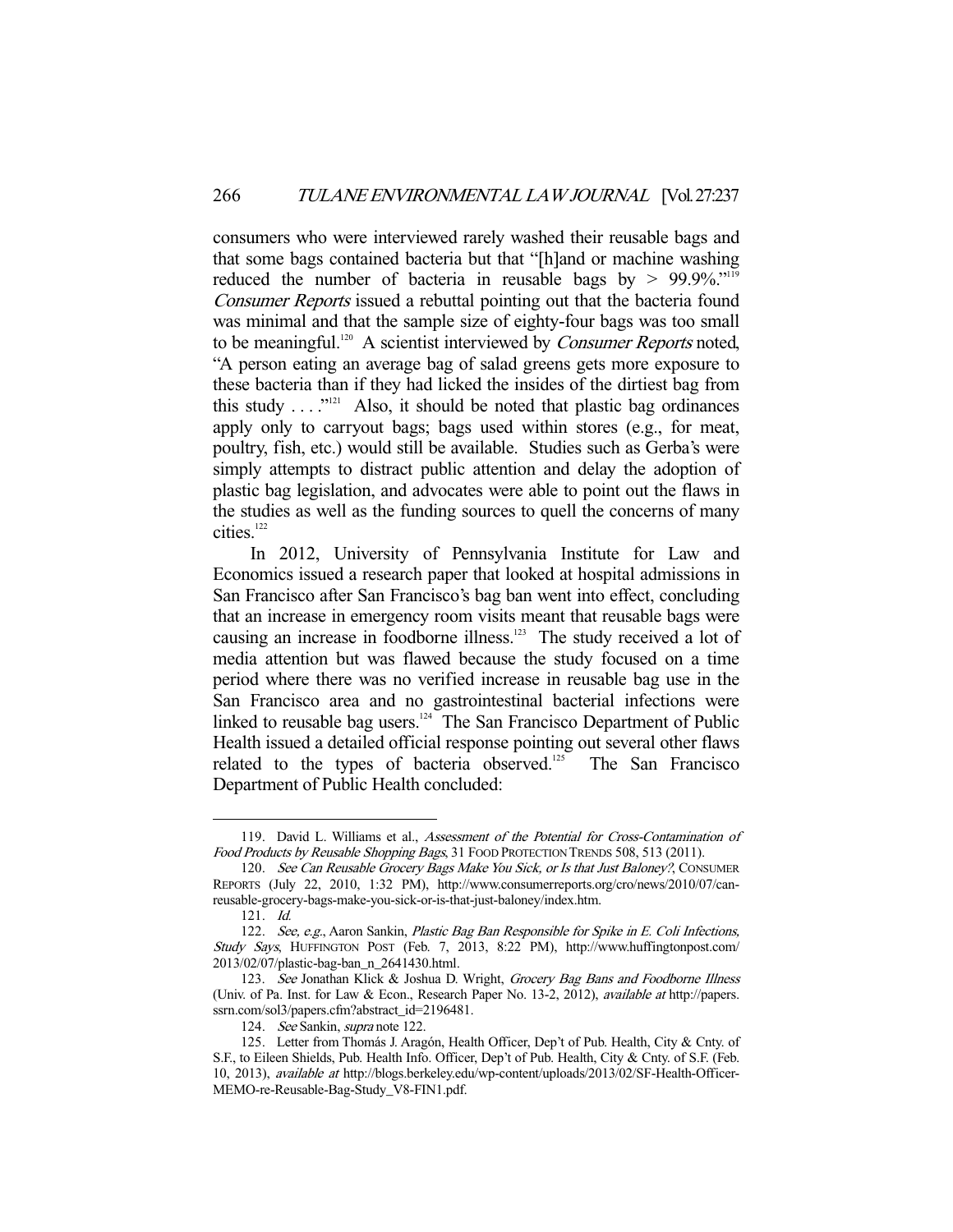consumers who were interviewed rarely washed their reusable bags and that some bags contained bacteria but that "[h]and or machine washing reduced the number of bacteria in reusable bags by > 99.9%."[119] *Consumer Reports* issued a rebuttal pointing out that the bacteria found was minimal and that the sample size of eighty-four bags was too small to be meaningful.[120] A scientist interviewed by *Consumer Reports* noted, "A person eating an average bag of salad greens gets more exposure to these bacteria than if they had licked the insides of the dirtiest bag from this study . . . ."[121] Also, it should be noted that plastic bag ordinances apply only to carryout bags; bags used within stores (e.g., for meat, poultry, fish, etc.) would still be available. Studies such as Gerba's were simply attempts to distract public attention and delay the adoption of plastic bag legislation, and advocates were able to point out the flaws in the studies as well as the funding sources to quell the concerns of many cities.[122]

In 2012, University of Pennsylvania Institute for Law and Economics issued a research paper that looked at hospital admissions in San Francisco after San Francisco's bag ban went into effect, concluding that an increase in emergency room visits meant that reusable bags were causing an increase in foodborne illness.[123] The study received a lot of media attention but was flawed because the study focused on a time period where there was no verified increase in reusable bag use in the San Francisco area and no gastrointestinal bacterial infections were linked to reusable bag users.[124] The San Francisco Department of Public Health issued a detailed official response pointing out several other flaws related to the types of bacteria observed.[125] The San Francisco Department of Public Health concluded:

---

119. David L. Williams et al., *Assessment of the Potential for Cross-Contamination of Food Products by Reusable Shopping Bags*, 31 FOOD PROTECTION TRENDS 508, 513 (2011).

120. *See Can Reusable Grocery Bags Make You Sick, or Is that Just Baloney?*, CONSUMER REPORTS (July 22, 2010, 1:32 PM), http://www.consumerreports.org/cro/news/2010/07/can-reusable-grocery-bags-make-you-sick-or-is-that-just-baloney/index.htm.

121. *Id.*

122. *See, e.g.*, Aaron Sankin, *Plastic Bag Ban Responsible for Spike in E. Coli Infections, Study Says*, HUFFINGTON POST (Feb. 7, 2013, 8:22 PM), http://www.huffingtonpost.com/2013/02/07/plastic-bag-ban_n_2641430.html.

123. *See* Jonathan Klick & Joshua D. Wright, *Grocery Bag Bans and Foodborne Illness* (Univ. of Pa. Inst. for Law & Econ., Research Paper No. 13-2, 2012), *available at* http://papers.ssrn.com/sol3/papers.cfm?abstract_id=2196481.

124. *See* Sankin, *supra* note 122.

125. Letter from Thomás J. Aragón, Health Officer, Dep't of Pub. Health, City & Cnty. of S.F., to Eileen Shields, Pub. Health Info. Officer, Dep't of Pub. Health, City & Cnty. of S.F. (Feb. 10, 2013), *available at* http://blogs.berkeley.edu/wp-content/uploads/2013/02/SF-Health-Officer-MEMO-re-Reusable-Bag-Study_V8-FIN1.pdf.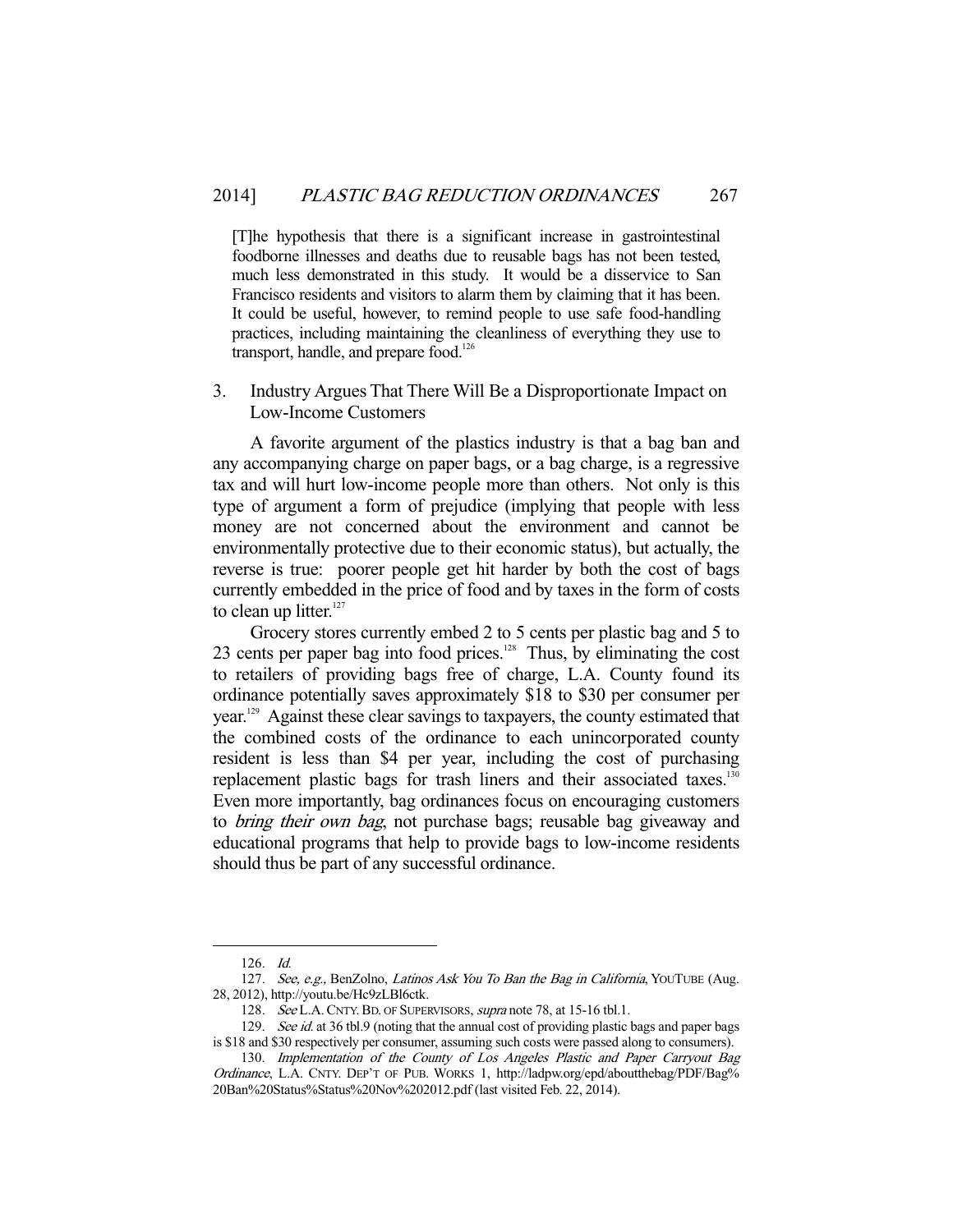> [T]he hypothesis that there is a significant increase in gastrointestinal foodborne illnesses and deaths due to reusable bags has not been tested, much less demonstrated in this study. It would be a disservice to San Francisco residents and visitors to alarm them by claiming that it has been. It could be useful, however, to remind people to use safe food-handling practices, including maintaining the cleanliness of everything they use to transport, handle, and prepare food.[126]

### 3. Industry Argues That There Will Be a Disproportionate Impact on Low-Income Customers

A favorite argument of the plastics industry is that a bag ban and any accompanying charge on paper bags, or a bag charge, is a regressive tax and will hurt low-income people more than others. Not only is this type of argument a form of prejudice (implying that people with less money are not concerned about the environment and cannot be environmentally protective due to their economic status), but actually, the reverse is true: poorer people get hit harder by both the cost of bags currently embedded in the price of food and by taxes in the form of costs to clean up litter.[127]

Grocery stores currently embed 2 to 5 cents per plastic bag and 5 to 23 cents per paper bag into food prices.[128] Thus, by eliminating the cost to retailers of providing bags free of charge, L.A. County found its ordinance potentially saves approximately $18 to $30 per consumer per year.[129] Against these clear savings to taxpayers, the county estimated that the combined costs of the ordinance to each unincorporated county resident is less than $4 per year, including the cost of purchasing replacement plastic bags for trash liners and their associated taxes.[130] Even more importantly, bag ordinances focus on encouraging customers to *bring their own bag*, not purchase bags; reusable bag giveaway and educational programs that help to provide bags to low-income residents should thus be part of any successful ordinance.

---

126. *Id.*

127. *See, e.g.,* BenZolno, *Latinos Ask You To Ban the Bag in California*, YOUTUBE (Aug. 28, 2012), http://youtu.be/Hc9zLBl6ctk.

128. *See* L.A. CNTY. BD. OF SUPERVISORS, *supra* note 78, at 15-16 tbl.1.

129. *See id.* at 36 tbl.9 (noting that the annual cost of providing plastic bags and paper bags is $18 and $30 respectively per consumer, assuming such costs were passed along to consumers).

130. *Implementation of the County of Los Angeles Plastic and Paper Carryout Bag Ordinance*, L.A. CNTY. DEP'T OF PUB. WORKS 1, http://ladpw.org/epd/aboutthebag/PDF/Bag%20Ban%20Status%Status%20Nov%202012.pdf (last visited Feb. 22, 2014).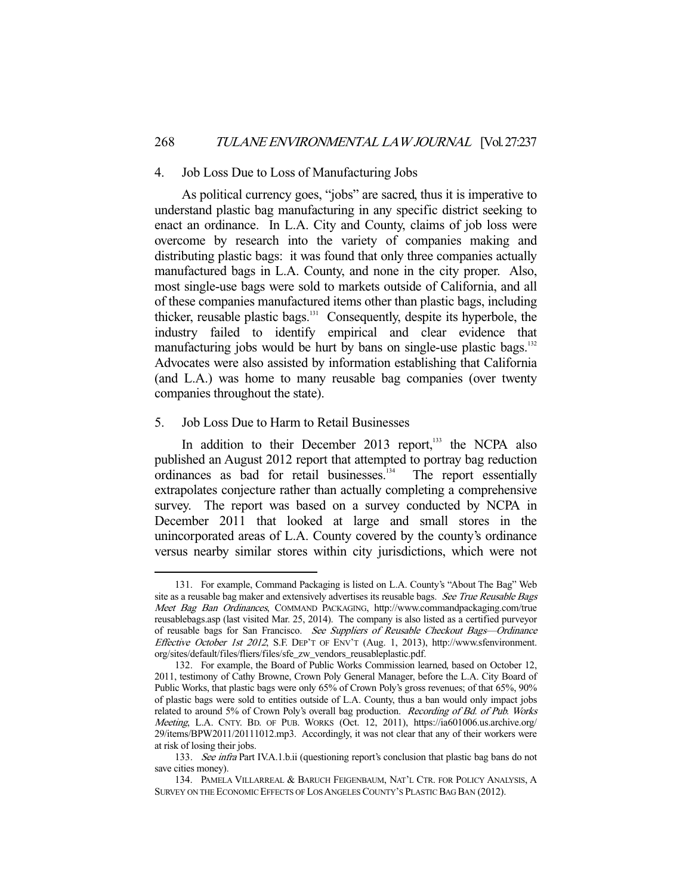### 4. Job Loss Due to Loss of Manufacturing Jobs

As political currency goes, "jobs" are sacred, thus it is imperative to understand plastic bag manufacturing in any specific district seeking to enact an ordinance. In L.A. City and County, claims of job loss were overcome by research into the variety of companies making and distributing plastic bags: it was found that only three companies actually manufactured bags in L.A. County, and none in the city proper. Also, most single-use bags were sold to markets outside of California, and all of these companies manufactured items other than plastic bags, including thicker, reusable plastic bags.[131] Consequently, despite its hyperbole, the industry failed to identify empirical and clear evidence that manufacturing jobs would be hurt by bans on single-use plastic bags.[132] Advocates were also assisted by information establishing that California (and L.A.) was home to many reusable bag companies (over twenty companies throughout the state).

### 5. Job Loss Due to Harm to Retail Businesses

In addition to their December 2013 report,[133] the NCPA also published an August 2012 report that attempted to portray bag reduction ordinances as bad for retail businesses.[134] The report essentially extrapolates conjecture rather than actually completing a comprehensive survey. The report was based on a survey conducted by NCPA in December 2011 that looked at large and small stores in the unincorporated areas of L.A. County covered by the county's ordinance versus nearby similar stores within city jurisdictions, which were not

---

131. For example, Command Packaging is listed on L.A. County's "About The Bag" Web site as a reusable bag maker and extensively advertises its reusable bags. *See True Reusable Bags Meet Bag Ban Ordinances*, COMMAND PACKAGING, http://www.commandpackaging.com/true reusablebags.asp (last visited Mar. 25, 2014). The company is also listed as a certified purveyor of reusable bags for San Francisco. *See Suppliers of Reusable Checkout Bags—Ordinance Effective October 1st 2012*, S.F. DEP'T OF ENV'T (Aug. 1, 2013), http://www.sfenvironment.org/sites/default/files/fliers/files/sfe_zw_vendors_reusableplastic.pdf.

132. For example, the Board of Public Works Commission learned, based on October 12, 2011, testimony of Cathy Browne, Crown Poly General Manager, before the L.A. City Board of Public Works, that plastic bags were only 65% of Crown Poly's gross revenues; of that 65%, 90% of plastic bags were sold to entities outside of L.A. County, thus a ban would only impact jobs related to around 5% of Crown Poly's overall bag production. *Recording of Bd. of Pub. Works Meeting*, L.A. CNTY. BD. OF PUB. WORKS (Oct. 12, 2011), https://ia601006.us.archive.org/29/items/BPW2011/20111012.mp3. Accordingly, it was not clear that any of their workers were at risk of losing their jobs.

133. *See infra* Part IV.A.1.b.ii (questioning report's conclusion that plastic bag bans do not save cities money).

134. PAMELA VILLARREAL & BARUCH FEIGENBAUM, NAT'L CTR. FOR POLICY ANALYSIS, A SURVEY ON THE ECONOMIC EFFECTS OF LOS ANGELES COUNTY'S PLASTIC BAG BAN (2012).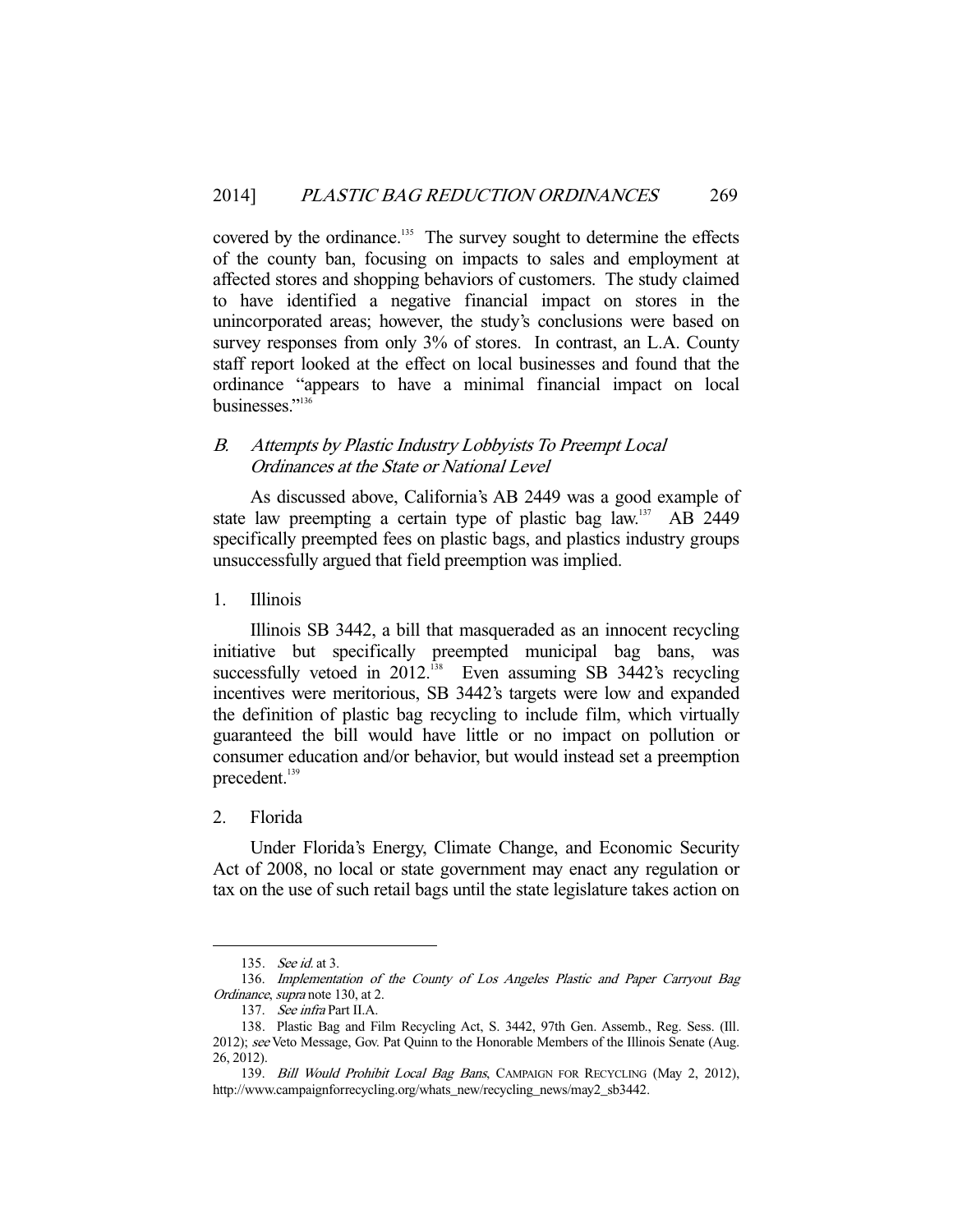covered by the ordinance.[135] The survey sought to determine the effects of the county ban, focusing on impacts to sales and employment at affected stores and shopping behaviors of customers. The study claimed to have identified a negative financial impact on stores in the unincorporated areas; however, the study's conclusions were based on survey responses from only 3% of stores. In contrast, an L.A. County staff report looked at the effect on local businesses and found that the ordinance "appears to have a minimal financial impact on local businesses."[136]

### *B. Attempts by Plastic Industry Lobbyists To Preempt Local Ordinances at the State or National Level*

As discussed above, California's AB 2449 was a good example of state law preempting a certain type of plastic bag law.[137] AB 2449 specifically preempted fees on plastic bags, and plastics industry groups unsuccessfully argued that field preemption was implied.

#### 1. Illinois

Illinois SB 3442, a bill that masqueraded as an innocent recycling initiative but specifically preempted municipal bag bans, was successfully vetoed in 2012.[138] Even assuming SB 3442's recycling incentives were meritorious, SB 3442's targets were low and expanded the definition of plastic bag recycling to include film, which virtually guaranteed the bill would have little or no impact on pollution or consumer education and/or behavior, but would instead set a preemption precedent.[139]

#### 2. Florida

Under Florida's Energy, Climate Change, and Economic Security Act of 2008, no local or state government may enact any regulation or tax on the use of such retail bags until the state legislature takes action on

---

135. *See id.* at 3.

136. *Implementation of the County of Los Angeles Plastic and Paper Carryout Bag Ordinance*, *supra* note 130, at 2.

137. *See infra* Part II.A.

138. Plastic Bag and Film Recycling Act, S. 3442, 97th Gen. Assemb., Reg. Sess. (Ill. 2012); *see* Veto Message, Gov. Pat Quinn to the Honorable Members of the Illinois Senate (Aug. 26, 2012).

139. *Bill Would Prohibit Local Bag Bans*, CAMPAIGN FOR RECYCLING (May 2, 2012), http://www.campaignforrecycling.org/whats_new/recycling_news/may2_sb3442.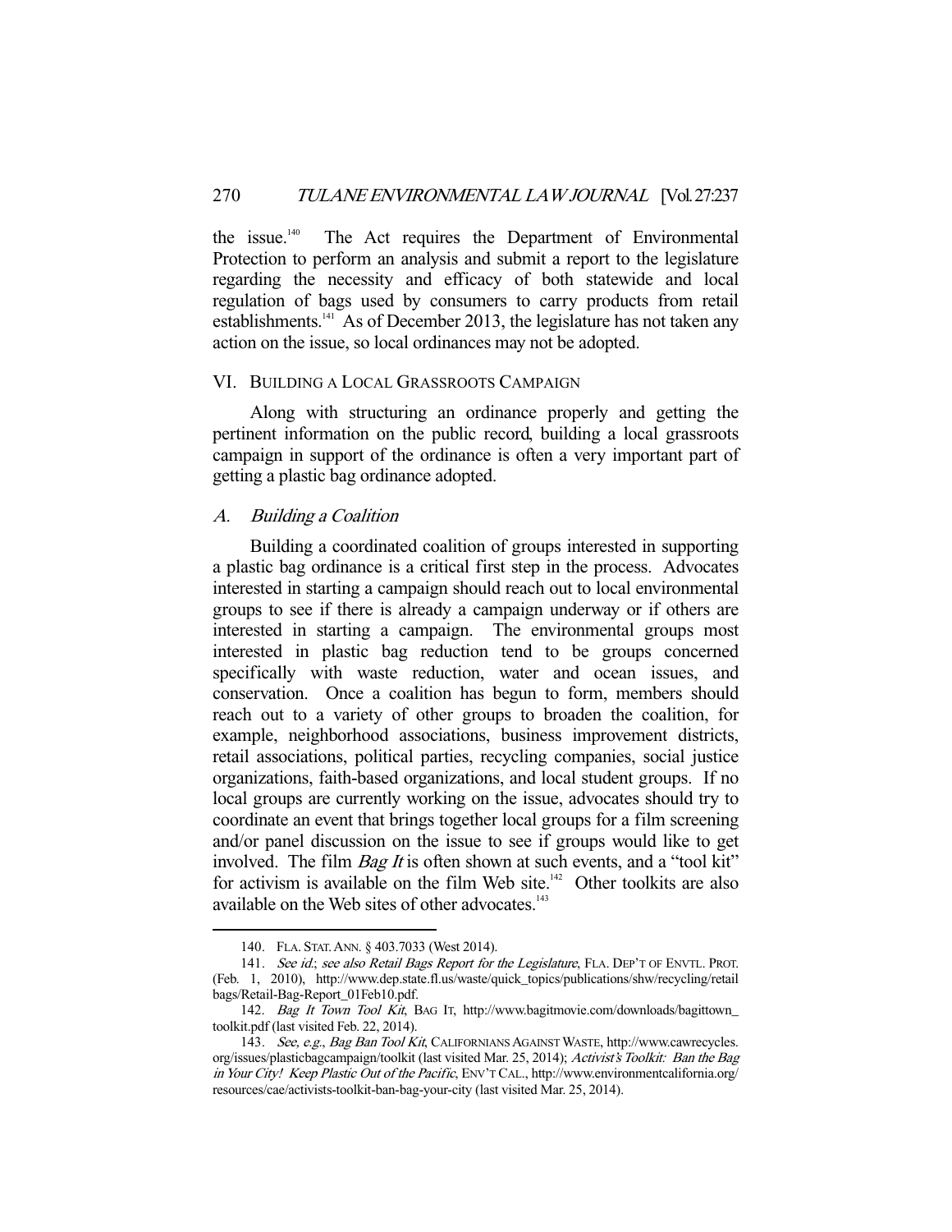the issue.[140] The Act requires the Department of Environmental Protection to perform an analysis and submit a report to the legislature regarding the necessity and efficacy of both statewide and local regulation of bags used by consumers to carry products from retail establishments.[141] As of December 2013, the legislature has not taken any action on the issue, so local ordinances may not be adopted.

## VI. BUILDING A LOCAL GRASSROOTS CAMPAIGN

Along with structuring an ordinance properly and getting the pertinent information on the public record, building a local grassroots campaign in support of the ordinance is often a very important part of getting a plastic bag ordinance adopted.

### A. *Building a Coalition*

Building a coordinated coalition of groups interested in supporting a plastic bag ordinance is a critical first step in the process. Advocates interested in starting a campaign should reach out to local environmental groups to see if there is already a campaign underway or if others are interested in starting a campaign. The environmental groups most interested in plastic bag reduction tend to be groups concerned specifically with waste reduction, water and ocean issues, and conservation. Once a coalition has begun to form, members should reach out to a variety of other groups to broaden the coalition, for example, neighborhood associations, business improvement districts, retail associations, political parties, recycling companies, social justice organizations, faith-based organizations, and local student groups. If no local groups are currently working on the issue, advocates should try to coordinate an event that brings together local groups for a film screening and/or panel discussion on the issue to see if groups would like to get involved. The film *Bag It* is often shown at such events, and a "tool kit" for activism is available on the film Web site.[142] Other toolkits are also available on the Web sites of other advocates.[143]

---

140. FLA. STAT. ANN. § 403.7033 (West 2014).

141. *See id.*; *see also Retail Bags Report for the Legislature*, FLA. DEP'T OF ENVTL. PROT. (Feb. 1, 2010), http://www.dep.state.fl.us/waste/quick_topics/publications/shw/recycling/retailbags/Retail-Bag-Report_01Feb10.pdf.

142. *Bag It Town Tool Kit*, BAG IT, http://www.bagitmovie.com/downloads/bagittown_toolkit.pdf (last visited Feb. 22, 2014).

143. *See, e.g.*, *Bag Ban Tool Kit*, CALIFORNIANS AGAINST WASTE, http://www.cawrecycles.org/issues/plasticbagcampaign/toolkit (last visited Mar. 25, 2014); *Activist's Toolkit: Ban the Bag in Your City! Keep Plastic Out of the Pacific*, ENV'T CAL., http://www.environmentcalifornia.org/resources/cae/activists-toolkit-ban-bag-your-city (last visited Mar. 25, 2014).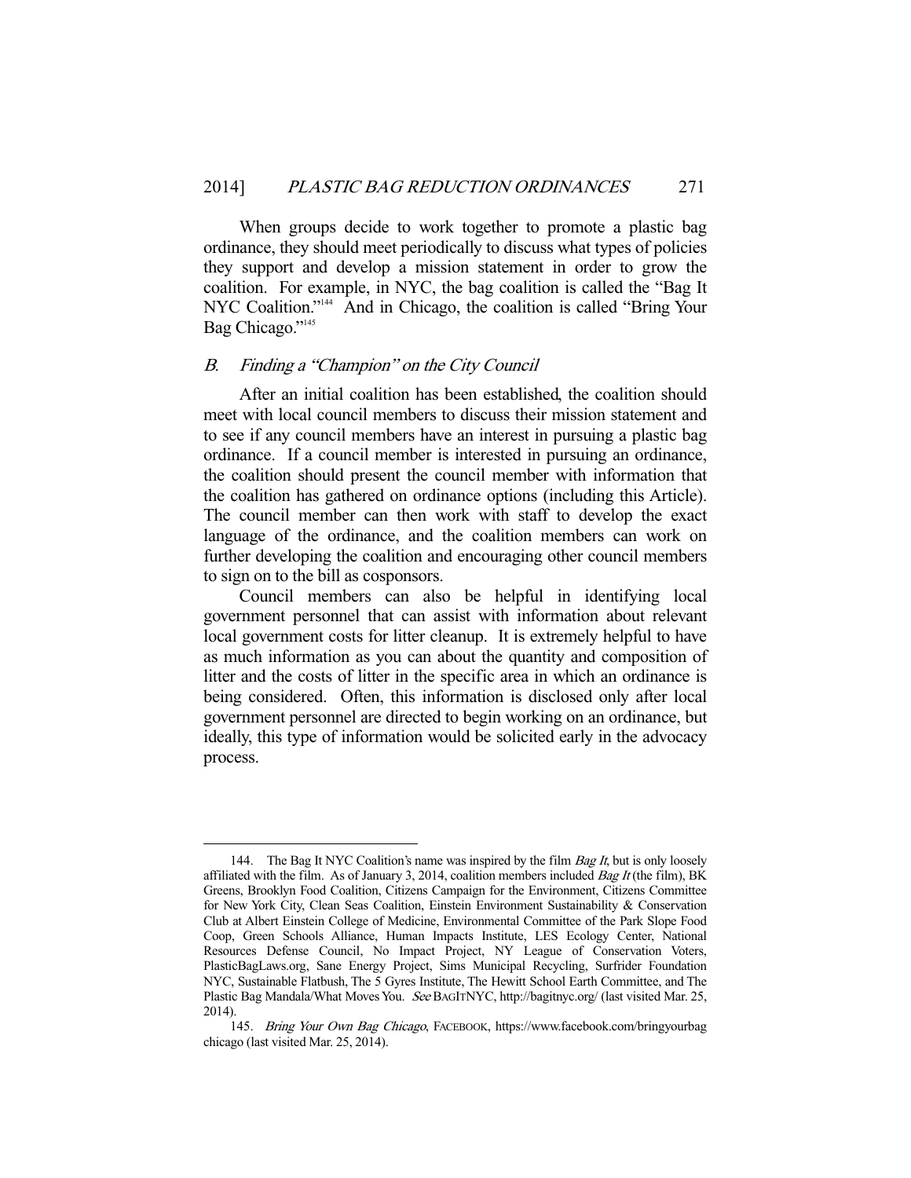When groups decide to work together to promote a plastic bag ordinance, they should meet periodically to discuss what types of policies they support and develop a mission statement in order to grow the coalition. For example, in NYC, the bag coalition is called the "Bag It NYC Coalition."[144] And in Chicago, the coalition is called "Bring Your Bag Chicago."[145]

### B. Finding a "Champion" on the City Council

After an initial coalition has been established, the coalition should meet with local council members to discuss their mission statement and to see if any council members have an interest in pursuing a plastic bag ordinance. If a council member is interested in pursuing an ordinance, the coalition should present the council member with information that the coalition has gathered on ordinance options (including this Article). The council member can then work with staff to develop the exact language of the ordinance, and the coalition members can work on further developing the coalition and encouraging other council members to sign on to the bill as cosponsors.

Council members can also be helpful in identifying local government personnel that can assist with information about relevant local government costs for litter cleanup. It is extremely helpful to have as much information as you can about the quantity and composition of litter and the costs of litter in the specific area in which an ordinance is being considered. Often, this information is disclosed only after local government personnel are directed to begin working on an ordinance, but ideally, this type of information would be solicited early in the advocacy process.

---

144. The Bag It NYC Coalition's name was inspired by the film *Bag It*, but is only loosely affiliated with the film. As of January 3, 2014, coalition members included *Bag It* (the film), BK Greens, Brooklyn Food Coalition, Citizens Campaign for the Environment, Citizens Committee for New York City, Clean Seas Coalition, Einstein Environment Sustainability & Conservation Club at Albert Einstein College of Medicine, Environmental Committee of the Park Slope Food Coop, Green Schools Alliance, Human Impacts Institute, LES Ecology Center, National Resources Defense Council, No Impact Project, NY League of Conservation Voters, PlasticBagLaws.org, Sane Energy Project, Sims Municipal Recycling, Surfrider Foundation NYC, Sustainable Flatbush, The 5 Gyres Institute, The Hewitt School Earth Committee, and The Plastic Bag Mandala/What Moves You. *See* BAGITNYC, http://bagitnyc.org/ (last visited Mar. 25, 2014).

145. *Bring Your Own Bag Chicago*, FACEBOOK, https://www.facebook.com/bringyourbagchicago (last visited Mar. 25, 2014).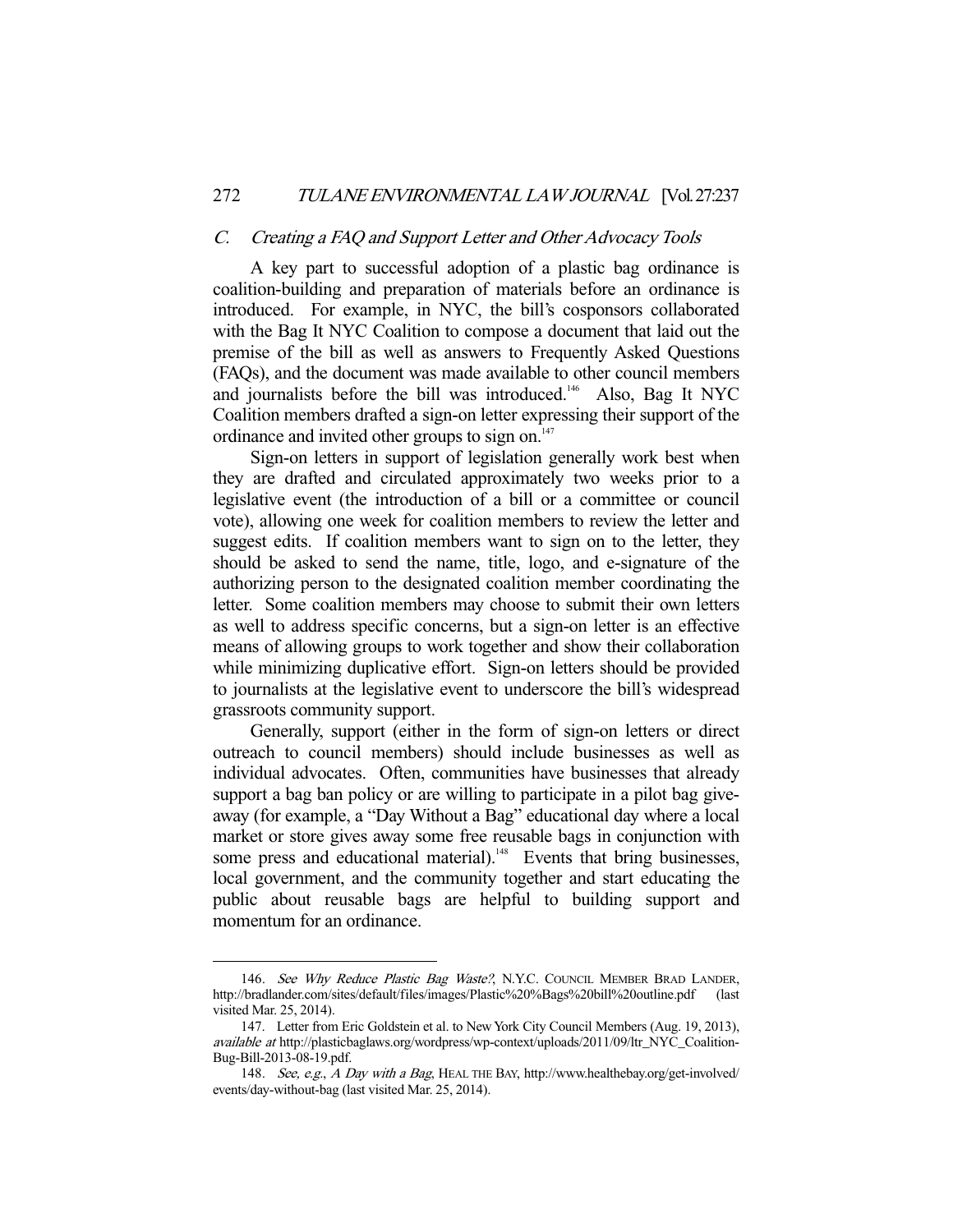### *C. Creating a FAQ and Support Letter and Other Advocacy Tools*

A key part to successful adoption of a plastic bag ordinance is coalition-building and preparation of materials before an ordinance is introduced. For example, in NYC, the bill's cosponsors collaborated with the Bag It NYC Coalition to compose a document that laid out the premise of the bill as well as answers to Frequently Asked Questions (FAQs), and the document was made available to other council members and journalists before the bill was introduced.[146] Also, Bag It NYC Coalition members drafted a sign-on letter expressing their support of the ordinance and invited other groups to sign on.[147]

Sign-on letters in support of legislation generally work best when they are drafted and circulated approximately two weeks prior to a legislative event (the introduction of a bill or a committee or council vote), allowing one week for coalition members to review the letter and suggest edits. If coalition members want to sign on to the letter, they should be asked to send the name, title, logo, and e-signature of the authorizing person to the designated coalition member coordinating the letter. Some coalition members may choose to submit their own letters as well to address specific concerns, but a sign-on letter is an effective means of allowing groups to work together and show their collaboration while minimizing duplicative effort. Sign-on letters should be provided to journalists at the legislative event to underscore the bill's widespread grassroots community support.

Generally, support (either in the form of sign-on letters or direct outreach to council members) should include businesses as well as individual advocates. Often, communities have businesses that already support a bag ban policy or are willing to participate in a pilot bag give-away (for example, a "Day Without a Bag" educational day where a local market or store gives away some free reusable bags in conjunction with some press and educational material).[148] Events that bring businesses, local government, and the community together and start educating the public about reusable bags are helpful to building support and momentum for an ordinance.

---

146. *See Why Reduce Plastic Bag Waste?*, N.Y.C. COUNCIL MEMBER BRAD LANDER, http://bradlander.com/sites/default/files/images/Plastic%20%Bags%20bill%20outline.pdf (last visited Mar. 25, 2014).

147. Letter from Eric Goldstein et al. to New York City Council Members (Aug. 19, 2013), *available at* http://plasticbaglaws.org/wordpress/wp-context/uploads/2011/09/ltr_NYC_Coalition-Bug-Bill-2013-08-19.pdf.

148. *See, e.g.*, *A Day with a Bag*, HEAL THE BAY, http://www.healthebay.org/get-involved/events/day-without-bag (last visited Mar. 25, 2014).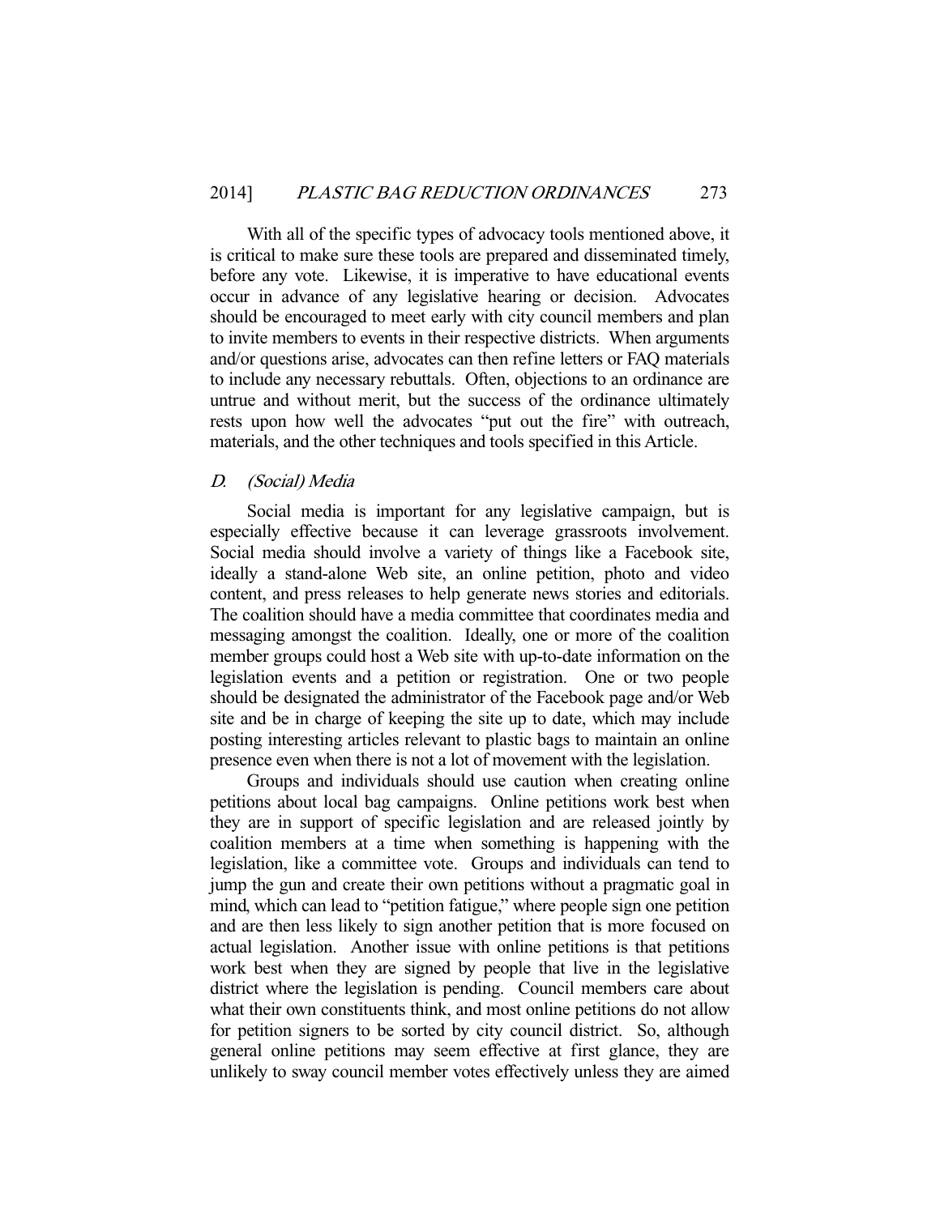With all of the specific types of advocacy tools mentioned above, it is critical to make sure these tools are prepared and disseminated timely, before any vote. Likewise, it is imperative to have educational events occur in advance of any legislative hearing or decision. Advocates should be encouraged to meet early with city council members and plan to invite members to events in their respective districts. When arguments and/or questions arise, advocates can then refine letters or FAQ materials to include any necessary rebuttals. Often, objections to an ordinance are untrue and without merit, but the success of the ordinance ultimately rests upon how well the advocates "put out the fire" with outreach, materials, and the other techniques and tools specified in this Article.

### *D. (Social) Media*

Social media is important for any legislative campaign, but is especially effective because it can leverage grassroots involvement. Social media should involve a variety of things like a Facebook site, ideally a stand-alone Web site, an online petition, photo and video content, and press releases to help generate news stories and editorials. The coalition should have a media committee that coordinates media and messaging amongst the coalition. Ideally, one or more of the coalition member groups could host a Web site with up-to-date information on the legislation events and a petition or registration. One or two people should be designated the administrator of the Facebook page and/or Web site and be in charge of keeping the site up to date, which may include posting interesting articles relevant to plastic bags to maintain an online presence even when there is not a lot of movement with the legislation.

Groups and individuals should use caution when creating online petitions about local bag campaigns. Online petitions work best when they are in support of specific legislation and are released jointly by coalition members at a time when something is happening with the legislation, like a committee vote. Groups and individuals can tend to jump the gun and create their own petitions without a pragmatic goal in mind, which can lead to "petition fatigue," where people sign one petition and are then less likely to sign another petition that is more focused on actual legislation. Another issue with online petitions is that petitions work best when they are signed by people that live in the legislative district where the legislation is pending. Council members care about what their own constituents think, and most online petitions do not allow for petition signers to be sorted by city council district. So, although general online petitions may seem effective at first glance, they are unlikely to sway council member votes effectively unless they are aimed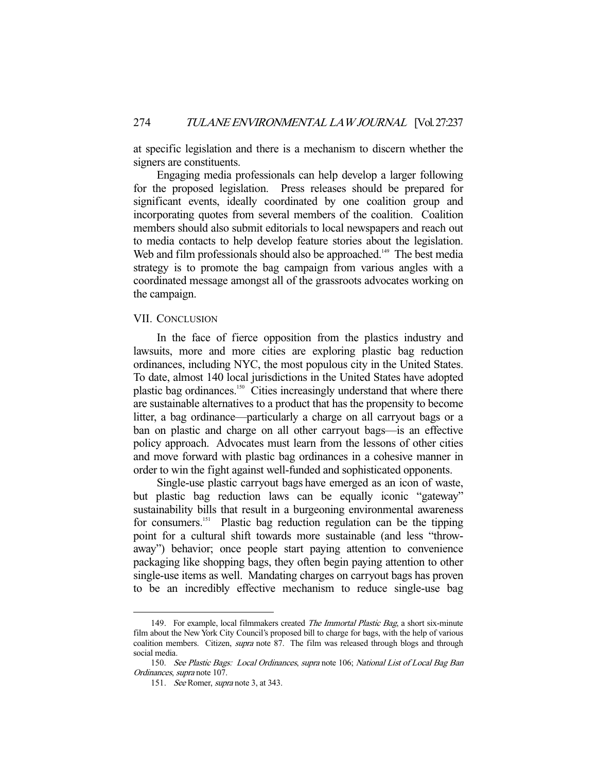at specific legislation and there is a mechanism to discern whether the signers are constituents.

Engaging media professionals can help develop a larger following for the proposed legislation. Press releases should be prepared for significant events, ideally coordinated by one coalition group and incorporating quotes from several members of the coalition. Coalition members should also submit editorials to local newspapers and reach out to media contacts to help develop feature stories about the legislation. Web and film professionals should also be approached.[149] The best media strategy is to promote the bag campaign from various angles with a coordinated message amongst all of the grassroots advocates working on the campaign.

## VII. Conclusion

In the face of fierce opposition from the plastics industry and lawsuits, more and more cities are exploring plastic bag reduction ordinances, including NYC, the most populous city in the United States. To date, almost 140 local jurisdictions in the United States have adopted plastic bag ordinances.[150] Cities increasingly understand that where there are sustainable alternatives to a product that has the propensity to become litter, a bag ordinance—particularly a charge on all carryout bags or a ban on plastic and charge on all other carryout bags—is an effective policy approach. Advocates must learn from the lessons of other cities and move forward with plastic bag ordinances in a cohesive manner in order to win the fight against well-funded and sophisticated opponents.

Single-use plastic carryout bags have emerged as an icon of waste, but plastic bag reduction laws can be equally iconic "gateway" sustainability bills that result in a burgeoning environmental awareness for consumers.[151] Plastic bag reduction regulation can be the tipping point for a cultural shift towards more sustainable (and less "throw-away") behavior; once people start paying attention to convenience packaging like shopping bags, they often begin paying attention to other single-use items as well. Mandating charges on carryout bags has proven to be an incredibly effective mechanism to reduce single-use bag

---

149. For example, local filmmakers created *The Immortal Plastic Bag*, a short six-minute film about the New York City Council's proposed bill to charge for bags, with the help of various coalition members. Citizen, *supra* note 87. The film was released through blogs and through social media.

150. *See Plastic Bags: Local Ordinances*, *supra* note 106; *National List of Local Bag Ban Ordinances*, *supra* note 107.

151. *See* Romer, *supra* note 3, at 343.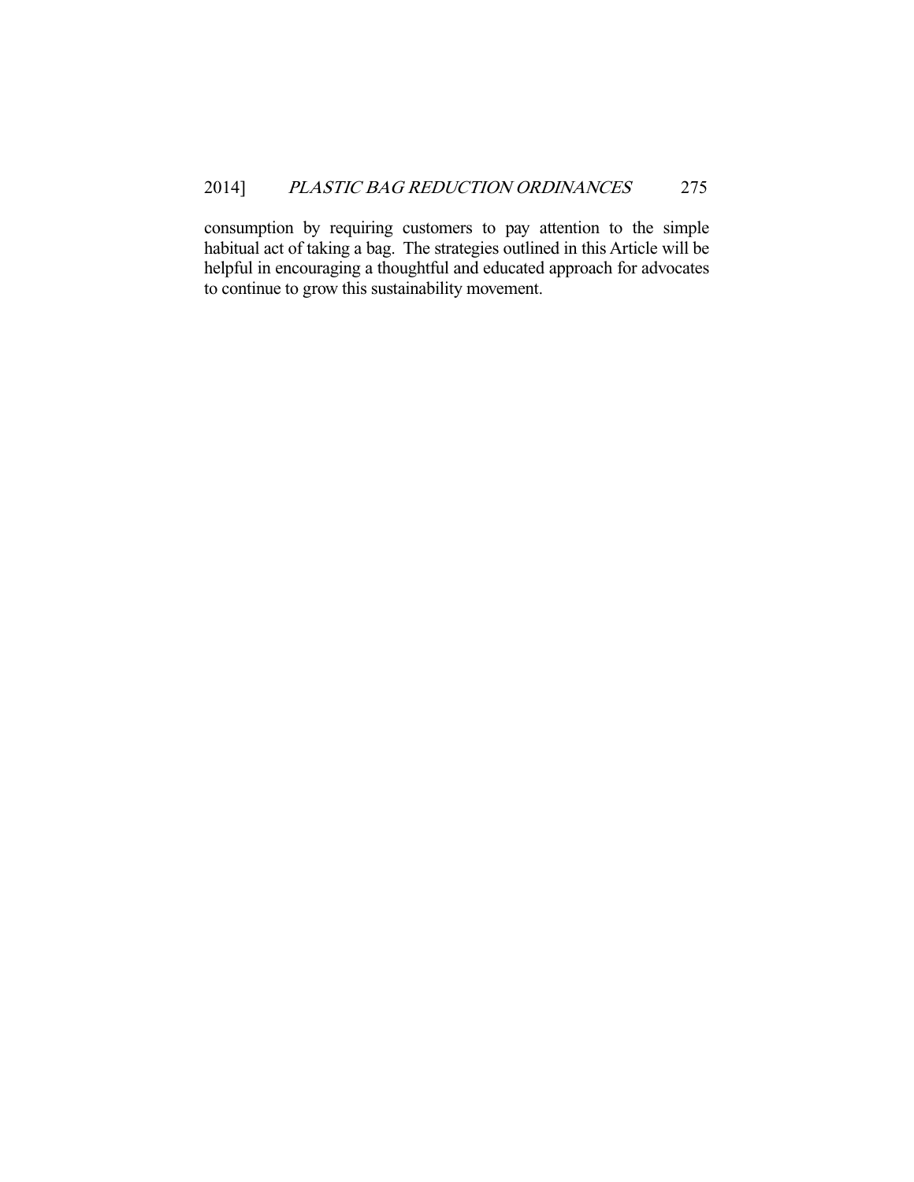consumption by requiring customers to pay attention to the simple habitual act of taking a bag. The strategies outlined in this Article will be helpful in encouraging a thoughtful and educated approach for advocates to continue to grow this sustainability movement.